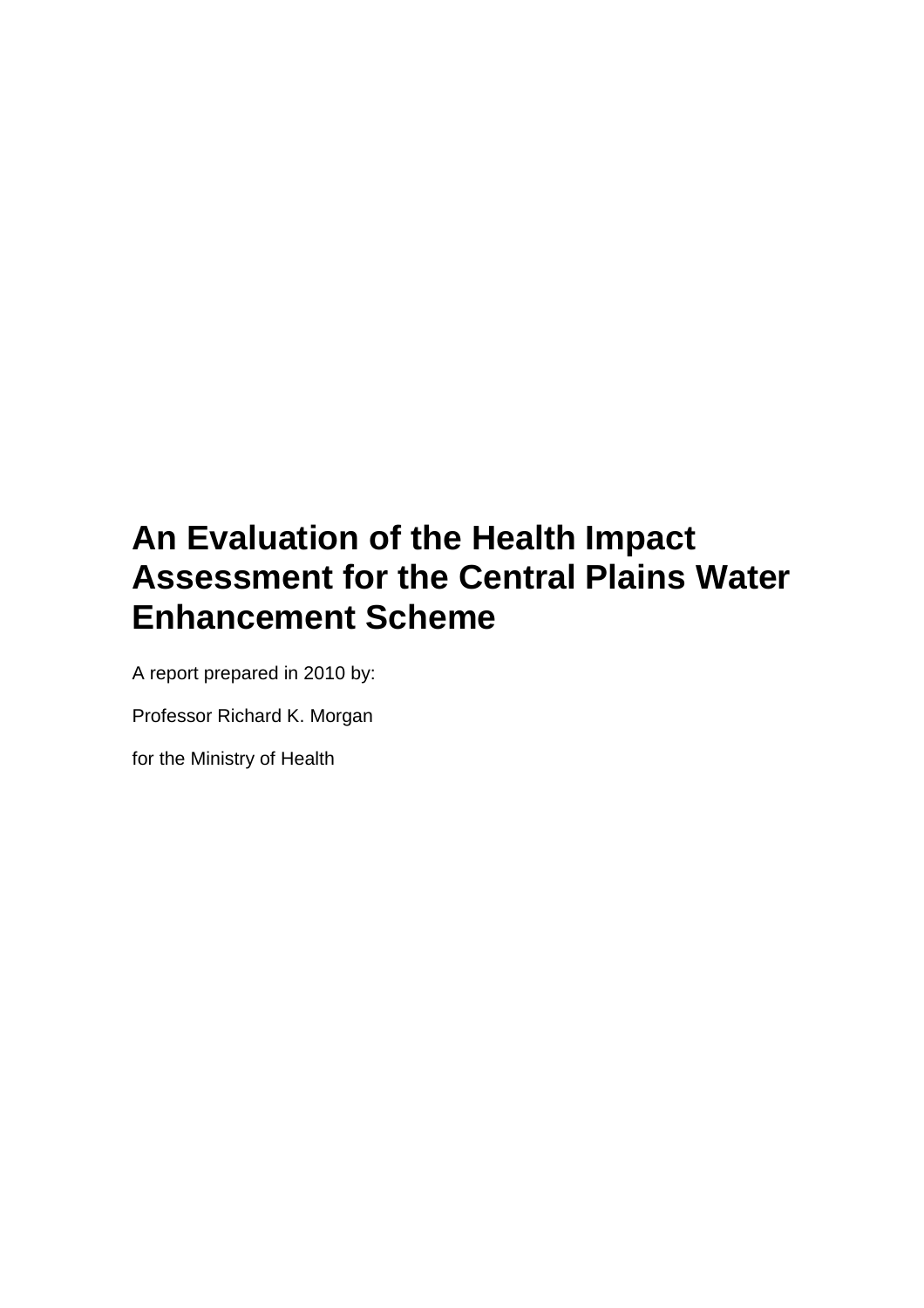# An Evaluation of the Health Impact Assessment for the Central Plains Water Enhancement Scheme

A report prepared in 2010 by:

Professor Richard K. Morgan

for the Ministry of Health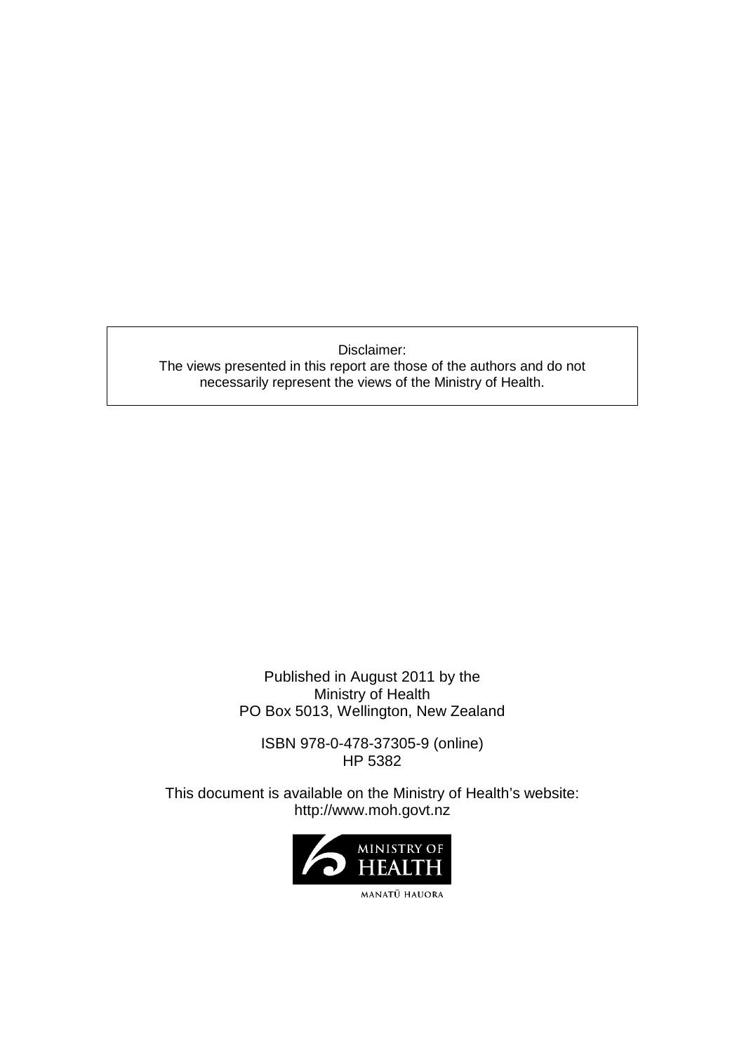Disclaimer:
The views presented in this report are those of the authors and do not necessarily represent the views of the Ministry of Health.

Published in August 2011 by the
Ministry of Health
PO Box 5013, Wellington, New Zealand

ISBN 978-0-478-37305-9 (online)
HP 5382

This document is available on the Ministry of Health's website:
http://www.moh.govt.nz

MINISTRY OF HEALTH
MANATŪ HAUORA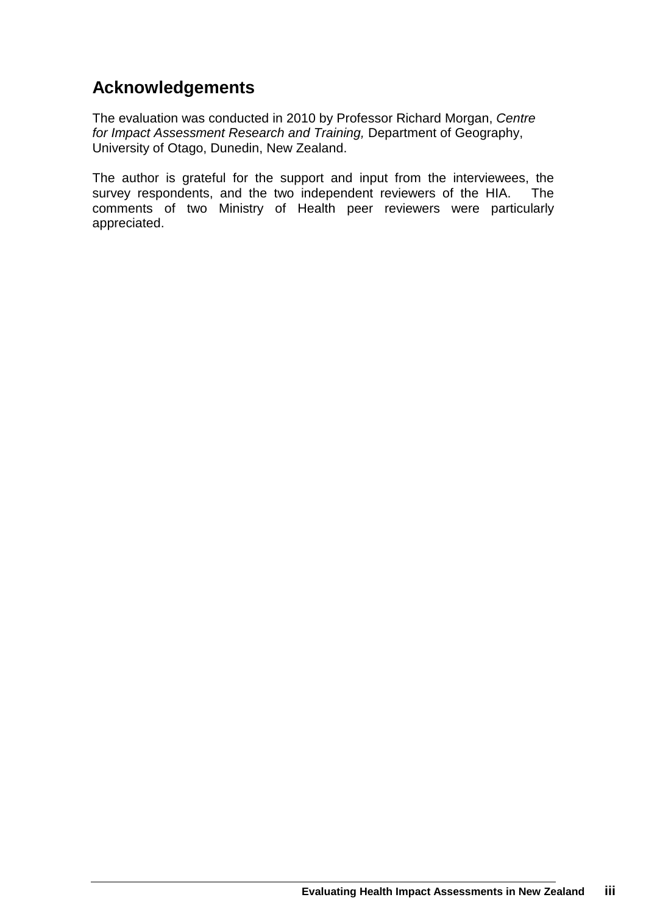## Acknowledgements

The evaluation was conducted in 2010 by Professor Richard Morgan, *Centre for Impact Assessment Research and Training,* Department of Geography, University of Otago, Dunedin, New Zealand.

The author is grateful for the support and input from the interviewees, the survey respondents, and the two independent reviewers of the HIA. The comments of two Ministry of Health peer reviewers were particularly appreciated.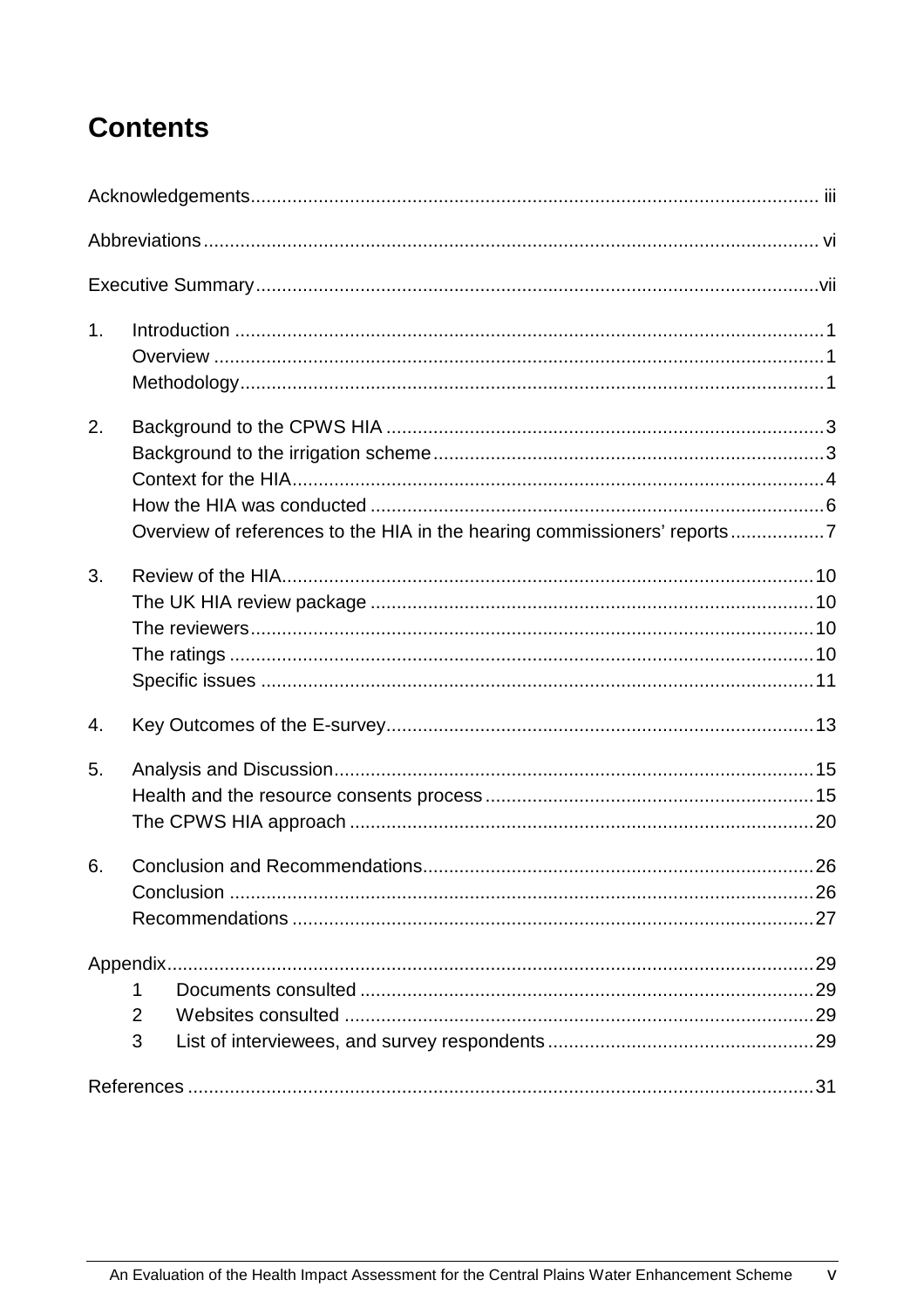# Contents

Acknowledgements ... iii

Abbreviations ... vi

Executive Summary ... vii

1. Introduction ... 1
   - Overview ... 1
   - Methodology ... 1

2. Background to the CPWS HIA ... 3
   - Background to the irrigation scheme ... 3
   - Context for the HIA ... 4
   - How the HIA was conducted ... 6
   - Overview of references to the HIA in the hearing commissioners' reports ... 7

3. Review of the HIA ... 10
   - The UK HIA review package ... 10
   - The reviewers ... 10
   - The ratings ... 10
   - Specific issues ... 11

4. Key Outcomes of the E-survey ... 13

5. Analysis and Discussion ... 15
   - Health and the resource consents process ... 15
   - The CPWS HIA approach ... 20

6. Conclusion and Recommendations ... 26
   - Conclusion ... 26
   - Recommendations ... 27

Appendix ... 29
   1. Documents consulted ... 29
   2. Websites consulted ... 29
   3. List of interviewees, and survey respondents ... 29

References ... 31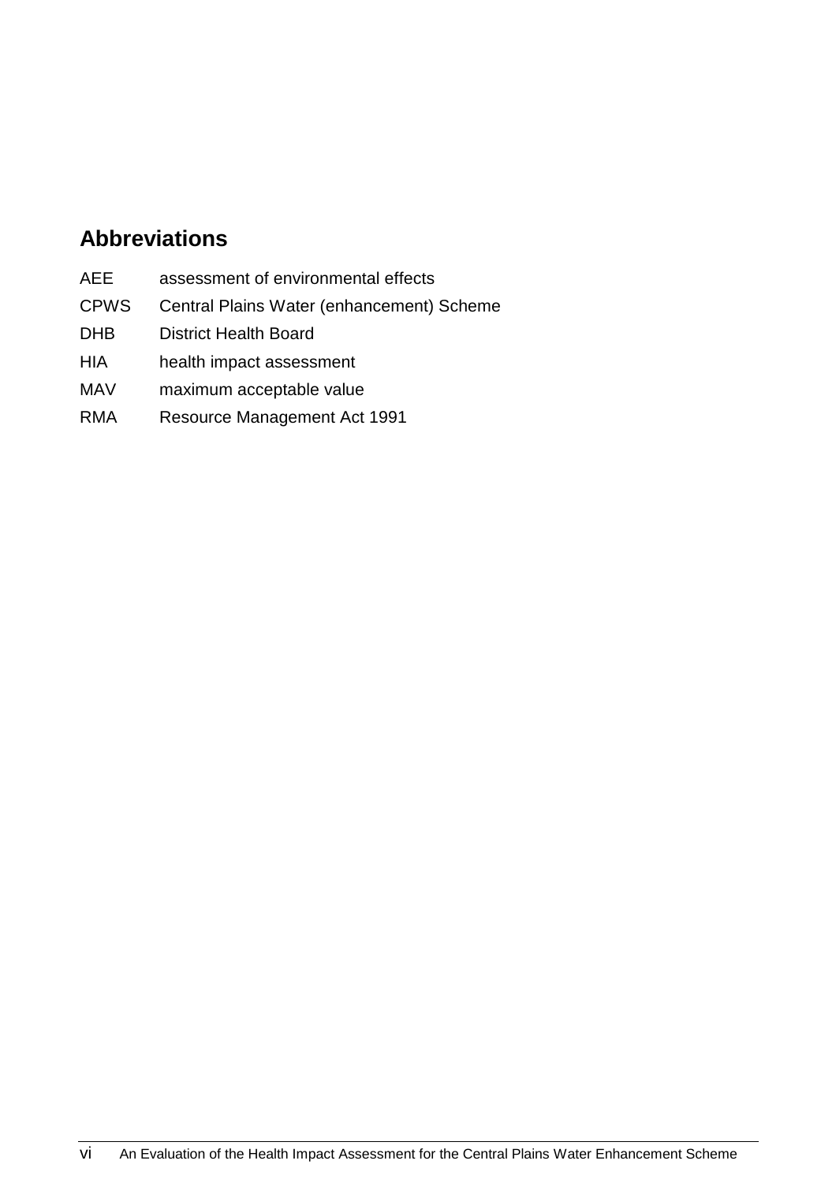## Abbreviations

| | |
|---|---|
| AEE | assessment of environmental effects |
| CPWS | Central Plains Water (enhancement) Scheme |
| DHB | District Health Board |
| HIA | health impact assessment |
| MAV | maximum acceptable value |
| RMA | Resource Management Act 1991 |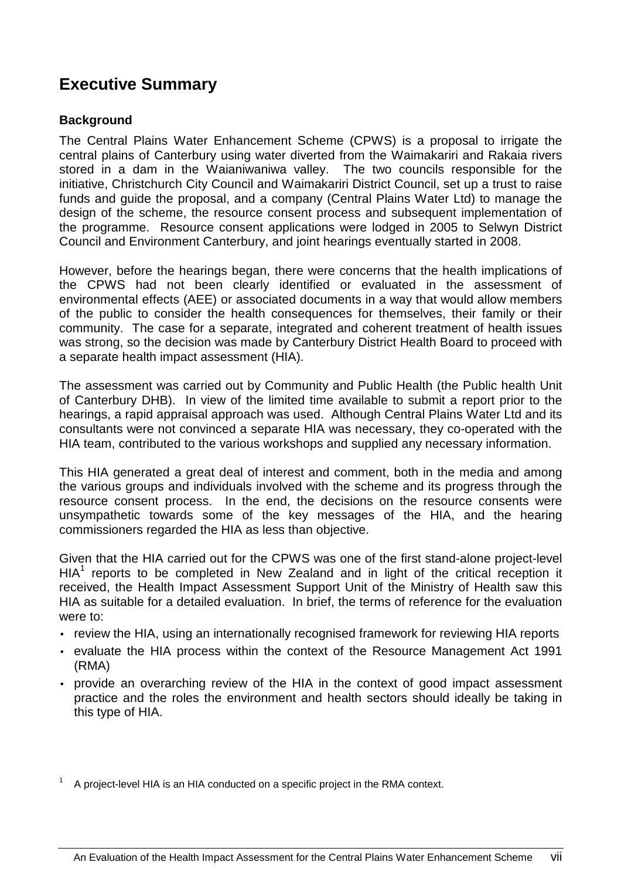# Executive Summary

**Background**

The Central Plains Water Enhancement Scheme (CPWS) is a proposal to irrigate the central plains of Canterbury using water diverted from the Waimakariri and Rakaia rivers stored in a dam in the Waianiwaniwa valley. The two councils responsible for the initiative, Christchurch City Council and Waimakariri District Council, set up a trust to raise funds and guide the proposal, and a company (Central Plains Water Ltd) to manage the design of the scheme, the resource consent process and subsequent implementation of the programme. Resource consent applications were lodged in 2005 to Selwyn District Council and Environment Canterbury, and joint hearings eventually started in 2008.

However, before the hearings began, there were concerns that the health implications of the CPWS had not been clearly identified or evaluated in the assessment of environmental effects (AEE) or associated documents in a way that would allow members of the public to consider the health consequences for themselves, their family or their community. The case for a separate, integrated and coherent treatment of health issues was strong, so the decision was made by Canterbury District Health Board to proceed with a separate health impact assessment (HIA).

The assessment was carried out by Community and Public Health (the Public health Unit of Canterbury DHB). In view of the limited time available to submit a report prior to the hearings, a rapid appraisal approach was used. Although Central Plains Water Ltd and its consultants were not convinced a separate HIA was necessary, they co-operated with the HIA team, contributed to the various workshops and supplied any necessary information.

This HIA generated a great deal of interest and comment, both in the media and among the various groups and individuals involved with the scheme and its progress through the resource consent process. In the end, the decisions on the resource consents were unsympathetic towards some of the key messages of the HIA, and the hearing commissioners regarded the HIA as less than objective.

Given that the HIA carried out for the CPWS was one of the first stand-alone project-level HIA[1] reports to be completed in New Zealand and in light of the critical reception it received, the Health Impact Assessment Support Unit of the Ministry of Health saw this HIA as suitable for a detailed evaluation. In brief, the terms of reference for the evaluation were to:

- review the HIA, using an internationally recognised framework for reviewing HIA reports
- evaluate the HIA process within the context of the Resource Management Act 1991 (RMA)
- provide an overarching review of the HIA in the context of good impact assessment practice and the roles the environment and health sectors should ideally be taking in this type of HIA.

[1] A project-level HIA is an HIA conducted on a specific project in the RMA context.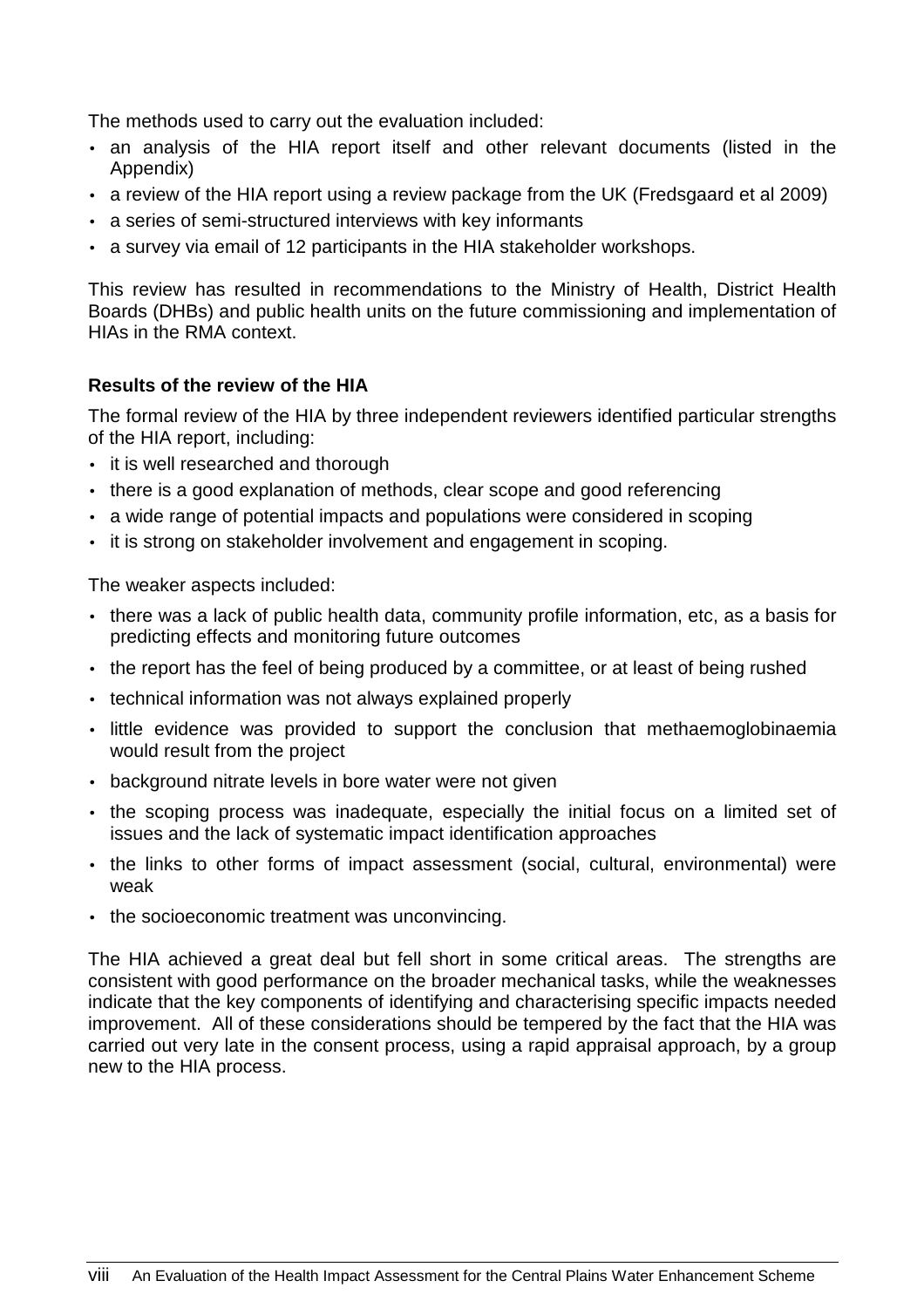The methods used to carry out the evaluation included:

- an analysis of the HIA report itself and other relevant documents (listed in the Appendix)
- a review of the HIA report using a review package from the UK (Fredsgaard et al 2009)
- a series of semi-structured interviews with key informants
- a survey via email of 12 participants in the HIA stakeholder workshops.

This review has resulted in recommendations to the Ministry of Health, District Health Boards (DHBs) and public health units on the future commissioning and implementation of HIAs in the RMA context.

**Results of the review of the HIA**

The formal review of the HIA by three independent reviewers identified particular strengths of the HIA report, including:

- it is well researched and thorough
- there is a good explanation of methods, clear scope and good referencing
- a wide range of potential impacts and populations were considered in scoping
- it is strong on stakeholder involvement and engagement in scoping.

The weaker aspects included:

- there was a lack of public health data, community profile information, etc, as a basis for predicting effects and monitoring future outcomes
- the report has the feel of being produced by a committee, or at least of being rushed
- technical information was not always explained properly
- little evidence was provided to support the conclusion that methaemoglobinaemia would result from the project
- background nitrate levels in bore water were not given
- the scoping process was inadequate, especially the initial focus on a limited set of issues and the lack of systematic impact identification approaches
- the links to other forms of impact assessment (social, cultural, environmental) were weak
- the socioeconomic treatment was unconvincing.

The HIA achieved a great deal but fell short in some critical areas. The strengths are consistent with good performance on the broader mechanical tasks, while the weaknesses indicate that the key components of identifying and characterising specific impacts needed improvement. All of these considerations should be tempered by the fact that the HIA was carried out very late in the consent process, using a rapid appraisal approach, by a group new to the HIA process.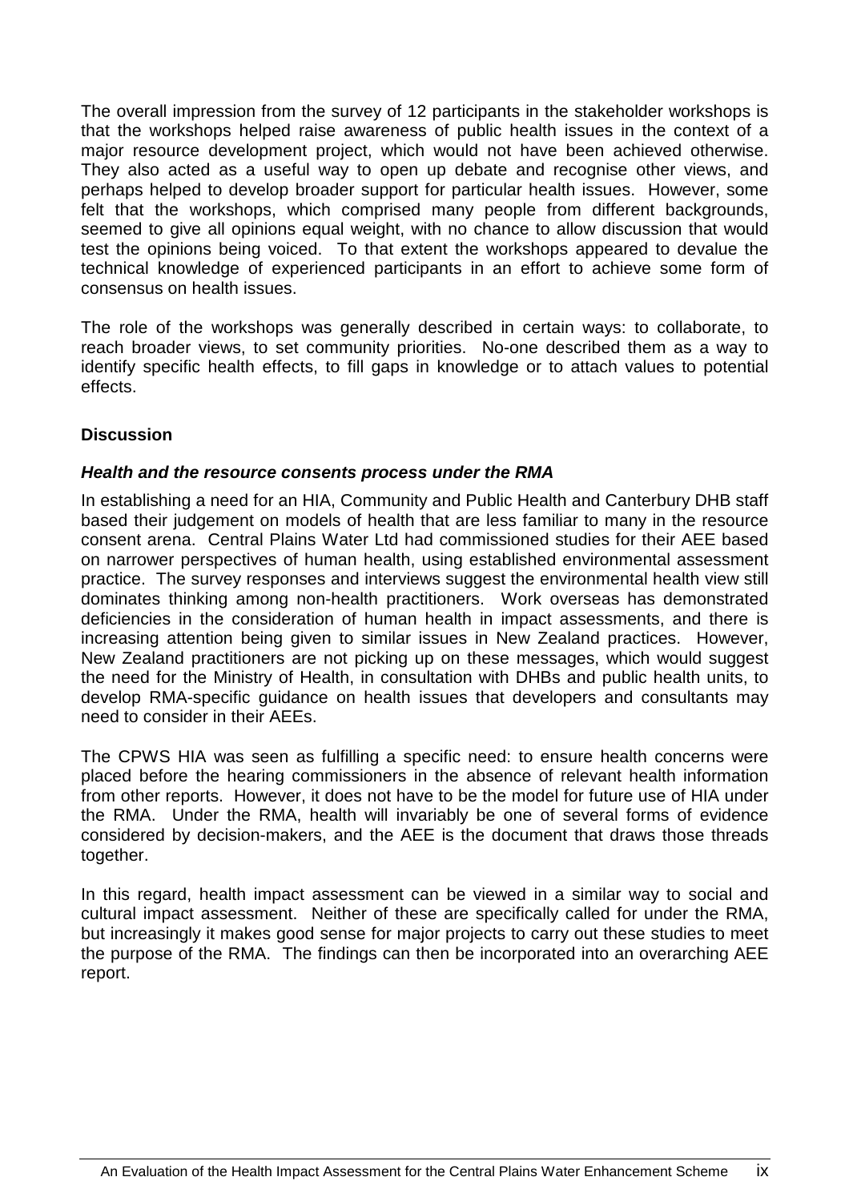The overall impression from the survey of 12 participants in the stakeholder workshops is that the workshops helped raise awareness of public health issues in the context of a major resource development project, which would not have been achieved otherwise. They also acted as a useful way to open up debate and recognise other views, and perhaps helped to develop broader support for particular health issues. However, some felt that the workshops, which comprised many people from different backgrounds, seemed to give all opinions equal weight, with no chance to allow discussion that would test the opinions being voiced. To that extent the workshops appeared to devalue the technical knowledge of experienced participants in an effort to achieve some form of consensus on health issues.

The role of the workshops was generally described in certain ways: to collaborate, to reach broader views, to set community priorities. No-one described them as a way to identify specific health effects, to fill gaps in knowledge or to attach values to potential effects.

**Discussion**

***Health and the resource consents process under the RMA***

In establishing a need for an HIA, Community and Public Health and Canterbury DHB staff based their judgement on models of health that are less familiar to many in the resource consent arena. Central Plains Water Ltd had commissioned studies for their AEE based on narrower perspectives of human health, using established environmental assessment practice. The survey responses and interviews suggest the environmental health view still dominates thinking among non-health practitioners. Work overseas has demonstrated deficiencies in the consideration of human health in impact assessments, and there is increasing attention being given to similar issues in New Zealand practices. However, New Zealand practitioners are not picking up on these messages, which would suggest the need for the Ministry of Health, in consultation with DHBs and public health units, to develop RMA-specific guidance on health issues that developers and consultants may need to consider in their AEEs.

The CPWS HIA was seen as fulfilling a specific need: to ensure health concerns were placed before the hearing commissioners in the absence of relevant health information from other reports. However, it does not have to be the model for future use of HIA under the RMA. Under the RMA, health will invariably be one of several forms of evidence considered by decision-makers, and the AEE is the document that draws those threads together.

In this regard, health impact assessment can be viewed in a similar way to social and cultural impact assessment. Neither of these are specifically called for under the RMA, but increasingly it makes good sense for major projects to carry out these studies to meet the purpose of the RMA. The findings can then be incorporated into an overarching AEE report.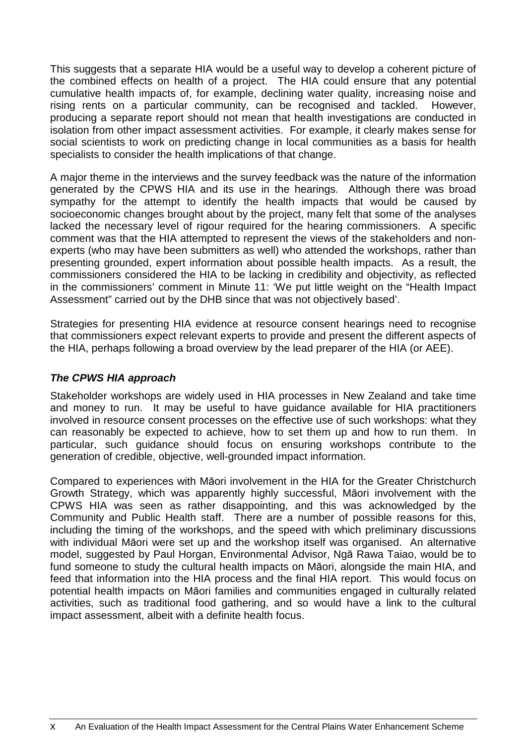This suggests that a separate HIA would be a useful way to develop a coherent picture of the combined effects on health of a project. The HIA could ensure that any potential cumulative health impacts of, for example, declining water quality, increasing noise and rising rents on a particular community, can be recognised and tackled. However, producing a separate report should not mean that health investigations are conducted in isolation from other impact assessment activities. For example, it clearly makes sense for social scientists to work on predicting change in local communities as a basis for health specialists to consider the health implications of that change.

A major theme in the interviews and the survey feedback was the nature of the information generated by the CPWS HIA and its use in the hearings. Although there was broad sympathy for the attempt to identify the health impacts that would be caused by socioeconomic changes brought about by the project, many felt that some of the analyses lacked the necessary level of rigour required for the hearing commissioners. A specific comment was that the HIA attempted to represent the views of the stakeholders and non-experts (who may have been submitters as well) who attended the workshops, rather than presenting grounded, expert information about possible health impacts. As a result, the commissioners considered the HIA to be lacking in credibility and objectivity, as reflected in the commissioners' comment in Minute 11: 'We put little weight on the "Health Impact Assessment" carried out by the DHB since that was not objectively based'.

Strategies for presenting HIA evidence at resource consent hearings need to recognise that commissioners expect relevant experts to provide and present the different aspects of the HIA, perhaps following a broad overview by the lead preparer of the HIA (or AEE).

### *The CPWS HIA approach*

Stakeholder workshops are widely used in HIA processes in New Zealand and take time and money to run. It may be useful to have guidance available for HIA practitioners involved in resource consent processes on the effective use of such workshops: what they can reasonably be expected to achieve, how to set them up and how to run them. In particular, such guidance should focus on ensuring workshops contribute to the generation of credible, objective, well-grounded impact information.

Compared to experiences with Māori involvement in the HIA for the Greater Christchurch Growth Strategy, which was apparently highly successful, Māori involvement with the CPWS HIA was seen as rather disappointing, and this was acknowledged by the Community and Public Health staff. There are a number of possible reasons for this, including the timing of the workshops, and the speed with which preliminary discussions with individual Māori were set up and the workshop itself was organised. An alternative model, suggested by Paul Horgan, Environmental Advisor, Ngā Rawa Taiao, would be to fund someone to study the cultural health impacts on Māori, alongside the main HIA, and feed that information into the HIA process and the final HIA report. This would focus on potential health impacts on Māori families and communities engaged in culturally related activities, such as traditional food gathering, and so would have a link to the cultural impact assessment, albeit with a definite health focus.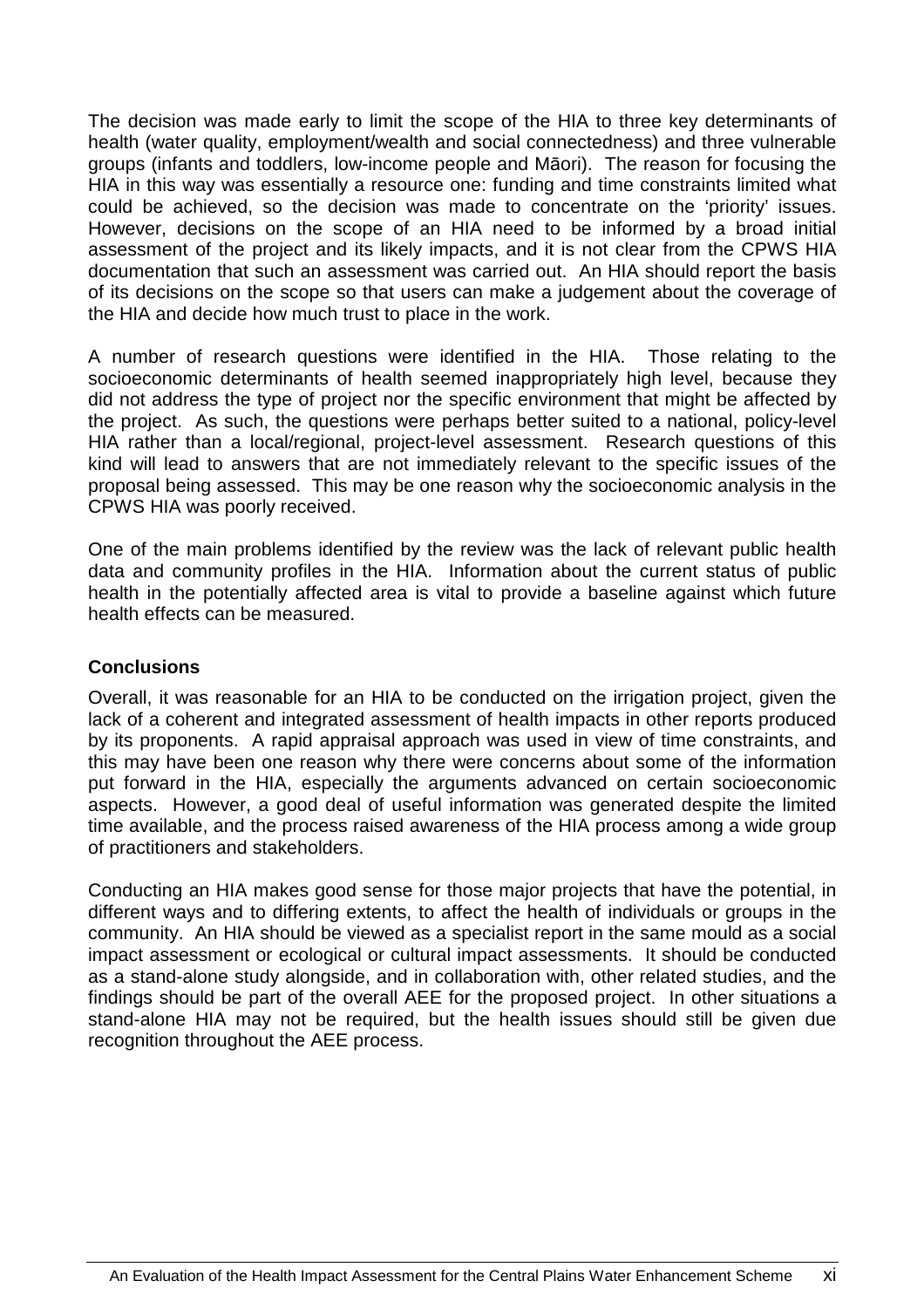The decision was made early to limit the scope of the HIA to three key determinants of health (water quality, employment/wealth and social connectedness) and three vulnerable groups (infants and toddlers, low-income people and Māori). The reason for focusing the HIA in this way was essentially a resource one: funding and time constraints limited what could be achieved, so the decision was made to concentrate on the 'priority' issues. However, decisions on the scope of an HIA need to be informed by a broad initial assessment of the project and its likely impacts, and it is not clear from the CPWS HIA documentation that such an assessment was carried out. An HIA should report the basis of its decisions on the scope so that users can make a judgement about the coverage of the HIA and decide how much trust to place in the work.

A number of research questions were identified in the HIA. Those relating to the socioeconomic determinants of health seemed inappropriately high level, because they did not address the type of project nor the specific environment that might be affected by the project. As such, the questions were perhaps better suited to a national, policy-level HIA rather than a local/regional, project-level assessment. Research questions of this kind will lead to answers that are not immediately relevant to the specific issues of the proposal being assessed. This may be one reason why the socioeconomic analysis in the CPWS HIA was poorly received.

One of the main problems identified by the review was the lack of relevant public health data and community profiles in the HIA. Information about the current status of public health in the potentially affected area is vital to provide a baseline against which future health effects can be measured.

**Conclusions**

Overall, it was reasonable for an HIA to be conducted on the irrigation project, given the lack of a coherent and integrated assessment of health impacts in other reports produced by its proponents. A rapid appraisal approach was used in view of time constraints, and this may have been one reason why there were concerns about some of the information put forward in the HIA, especially the arguments advanced on certain socioeconomic aspects. However, a good deal of useful information was generated despite the limited time available, and the process raised awareness of the HIA process among a wide group of practitioners and stakeholders.

Conducting an HIA makes good sense for those major projects that have the potential, in different ways and to differing extents, to affect the health of individuals or groups in the community. An HIA should be viewed as a specialist report in the same mould as a social impact assessment or ecological or cultural impact assessments. It should be conducted as a stand-alone study alongside, and in collaboration with, other related studies, and the findings should be part of the overall AEE for the proposed project. In other situations a stand-alone HIA may not be required, but the health issues should still be given due recognition throughout the AEE process.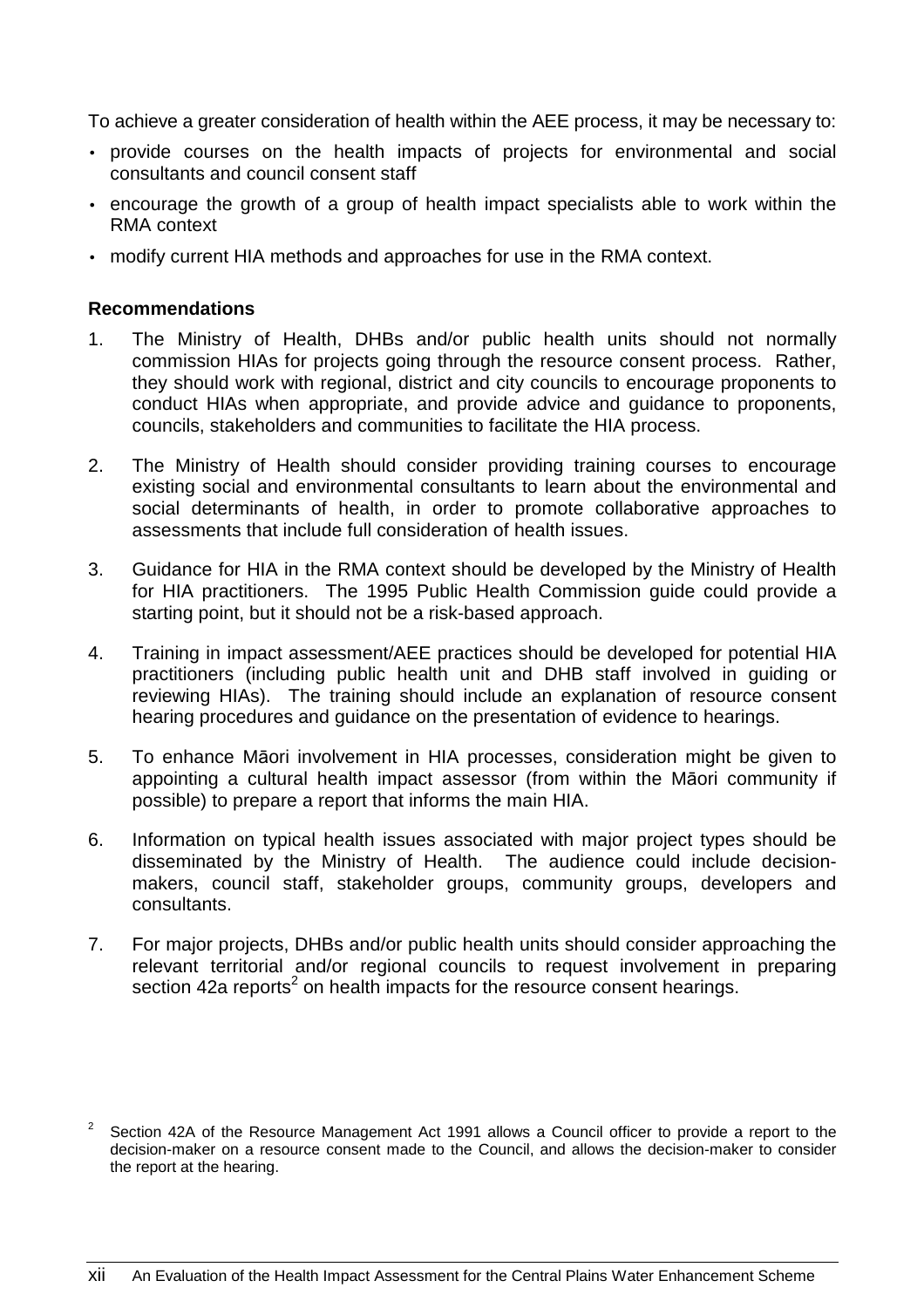To achieve a greater consideration of health within the AEE process, it may be necessary to:

- provide courses on the health impacts of projects for environmental and social consultants and council consent staff
- encourage the growth of a group of health impact specialists able to work within the RMA context
- modify current HIA methods and approaches for use in the RMA context.

**Recommendations**

1. The Ministry of Health, DHBs and/or public health units should not normally commission HIAs for projects going through the resource consent process. Rather, they should work with regional, district and city councils to encourage proponents to conduct HIAs when appropriate, and provide advice and guidance to proponents, councils, stakeholders and communities to facilitate the HIA process.
2. The Ministry of Health should consider providing training courses to encourage existing social and environmental consultants to learn about the environmental and social determinants of health, in order to promote collaborative approaches to assessments that include full consideration of health issues.
3. Guidance for HIA in the RMA context should be developed by the Ministry of Health for HIA practitioners. The 1995 Public Health Commission guide could provide a starting point, but it should not be a risk-based approach.
4. Training in impact assessment/AEE practices should be developed for potential HIA practitioners (including public health unit and DHB staff involved in guiding or reviewing HIAs). The training should include an explanation of resource consent hearing procedures and guidance on the presentation of evidence to hearings.
5. To enhance Māori involvement in HIA processes, consideration might be given to appointing a cultural health impact assessor (from within the Māori community if possible) to prepare a report that informs the main HIA.
6. Information on typical health issues associated with major project types should be disseminated by the Ministry of Health. The audience could include decision-makers, council staff, stakeholder groups, community groups, developers and consultants.
7. For major projects, DHBs and/or public health units should consider approaching the relevant territorial and/or regional councils to request involvement in preparing section 42a reports[2] on health impacts for the resource consent hearings.

[2] Section 42A of the Resource Management Act 1991 allows a Council officer to provide a report to the decision-maker on a resource consent made to the Council, and allows the decision-maker to consider the report at the hearing.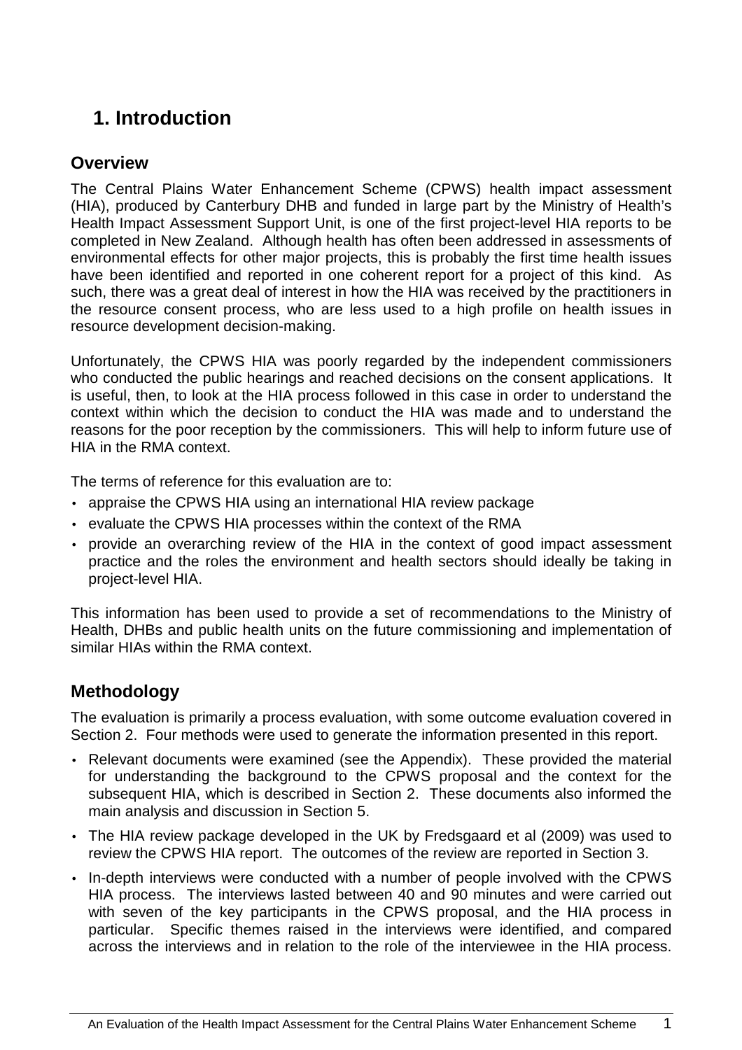# 1. Introduction

## Overview

The Central Plains Water Enhancement Scheme (CPWS) health impact assessment (HIA), produced by Canterbury DHB and funded in large part by the Ministry of Health's Health Impact Assessment Support Unit, is one of the first project-level HIA reports to be completed in New Zealand. Although health has often been addressed in assessments of environmental effects for other major projects, this is probably the first time health issues have been identified and reported in one coherent report for a project of this kind. As such, there was a great deal of interest in how the HIA was received by the practitioners in the resource consent process, who are less used to a high profile on health issues in resource development decision-making.

Unfortunately, the CPWS HIA was poorly regarded by the independent commissioners who conducted the public hearings and reached decisions on the consent applications. It is useful, then, to look at the HIA process followed in this case in order to understand the context within which the decision to conduct the HIA was made and to understand the reasons for the poor reception by the commissioners. This will help to inform future use of HIA in the RMA context.

The terms of reference for this evaluation are to:

- appraise the CPWS HIA using an international HIA review package
- evaluate the CPWS HIA processes within the context of the RMA
- provide an overarching review of the HIA in the context of good impact assessment practice and the roles the environment and health sectors should ideally be taking in project-level HIA.

This information has been used to provide a set of recommendations to the Ministry of Health, DHBs and public health units on the future commissioning and implementation of similar HIAs within the RMA context.

## Methodology

The evaluation is primarily a process evaluation, with some outcome evaluation covered in Section 2. Four methods were used to generate the information presented in this report.

- Relevant documents were examined (see the Appendix). These provided the material for understanding the background to the CPWS proposal and the context for the subsequent HIA, which is described in Section 2. These documents also informed the main analysis and discussion in Section 5.
- The HIA review package developed in the UK by Fredsgaard et al (2009) was used to review the CPWS HIA report. The outcomes of the review are reported in Section 3.
- In-depth interviews were conducted with a number of people involved with the CPWS HIA process. The interviews lasted between 40 and 90 minutes and were carried out with seven of the key participants in the CPWS proposal, and the HIA process in particular. Specific themes raised in the interviews were identified, and compared across the interviews and in relation to the role of the interviewee in the HIA process.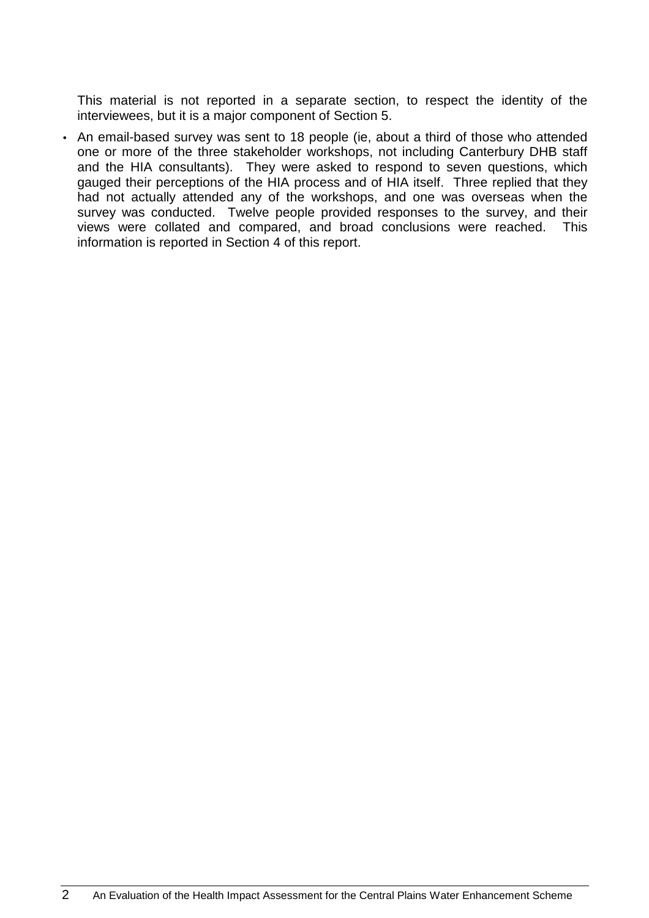This material is not reported in a separate section, to respect the identity of the interviewees, but it is a major component of Section 5.

- An email-based survey was sent to 18 people (ie, about a third of those who attended one or more of the three stakeholder workshops, not including Canterbury DHB staff and the HIA consultants). They were asked to respond to seven questions, which gauged their perceptions of the HIA process and of HIA itself. Three replied that they had not actually attended any of the workshops, and one was overseas when the survey was conducted. Twelve people provided responses to the survey, and their views were collated and compared, and broad conclusions were reached. This information is reported in Section 4 of this report.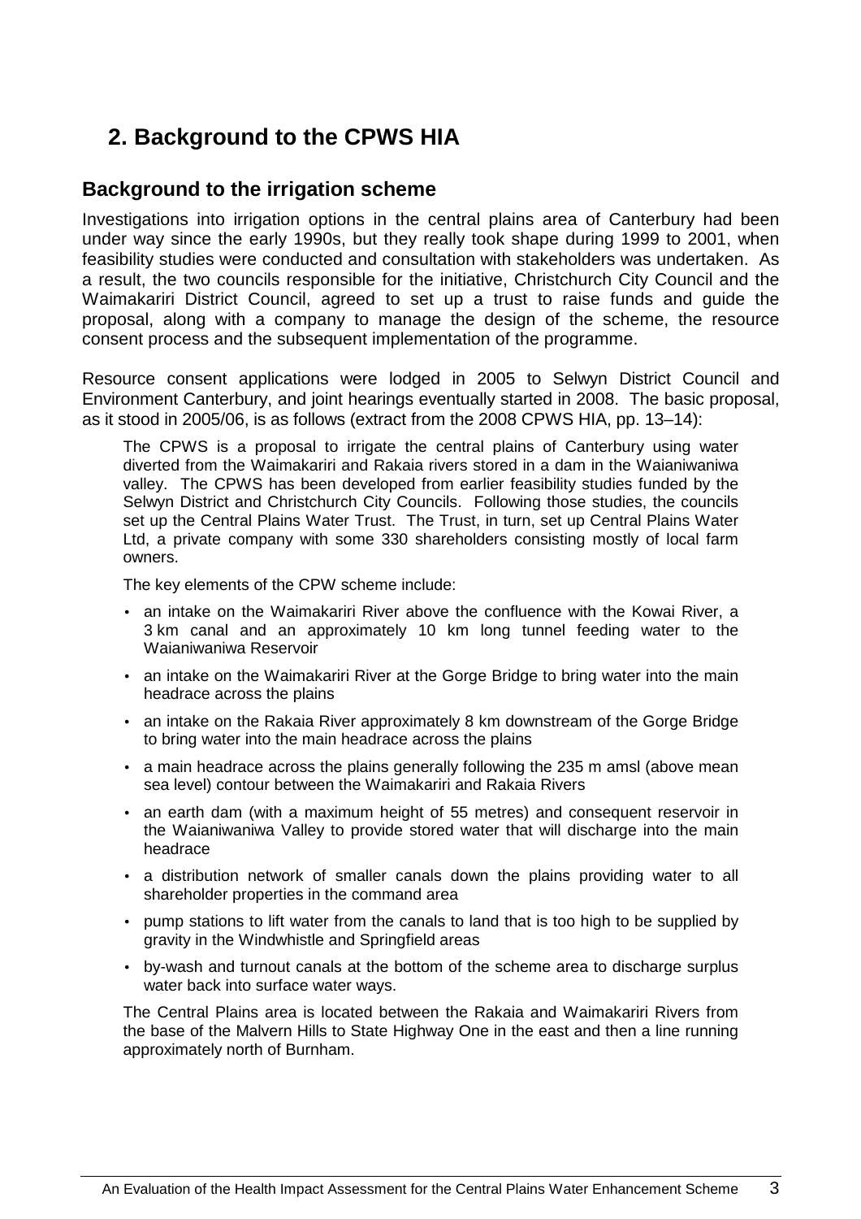## 2. Background to the CPWS HIA

### Background to the irrigation scheme

Investigations into irrigation options in the central plains area of Canterbury had been under way since the early 1990s, but they really took shape during 1999 to 2001, when feasibility studies were conducted and consultation with stakeholders was undertaken. As a result, the two councils responsible for the initiative, Christchurch City Council and the Waimakariri District Council, agreed to set up a trust to raise funds and guide the proposal, along with a company to manage the design of the scheme, the resource consent process and the subsequent implementation of the programme.

Resource consent applications were lodged in 2005 to Selwyn District Council and Environment Canterbury, and joint hearings eventually started in 2008. The basic proposal, as it stood in 2005/06, is as follows (extract from the 2008 CPWS HIA, pp. 13–14):

> The CPWS is a proposal to irrigate the central plains of Canterbury using water diverted from the Waimakariri and Rakaia rivers stored in a dam in the Waianiwaniwa valley. The CPWS has been developed from earlier feasibility studies funded by the Selwyn District and Christchurch City Councils. Following those studies, the councils set up the Central Plains Water Trust. The Trust, in turn, set up Central Plains Water Ltd, a private company with some 330 shareholders consisting mostly of local farm owners.
>
> The key elements of the CPW scheme include:
>
> - an intake on the Waimakariri River above the confluence with the Kowai River, a 3 km canal and an approximately 10 km long tunnel feeding water to the Waianiwaniwa Reservoir
> - an intake on the Waimakariri River at the Gorge Bridge to bring water into the main headrace across the plains
> - an intake on the Rakaia River approximately 8 km downstream of the Gorge Bridge to bring water into the main headrace across the plains
> - a main headrace across the plains generally following the 235 m amsl (above mean sea level) contour between the Waimakariri and Rakaia Rivers
> - an earth dam (with a maximum height of 55 metres) and consequent reservoir in the Waianiwaniwa Valley to provide stored water that will discharge into the main headrace
> - a distribution network of smaller canals down the plains providing water to all shareholder properties in the command area
> - pump stations to lift water from the canals to land that is too high to be supplied by gravity in the Windwhistle and Springfield areas
> - by-wash and turnout canals at the bottom of the scheme area to discharge surplus water back into surface water ways.
>
> The Central Plains area is located between the Rakaia and Waimakariri Rivers from the base of the Malvern Hills to State Highway One in the east and then a line running approximately north of Burnham.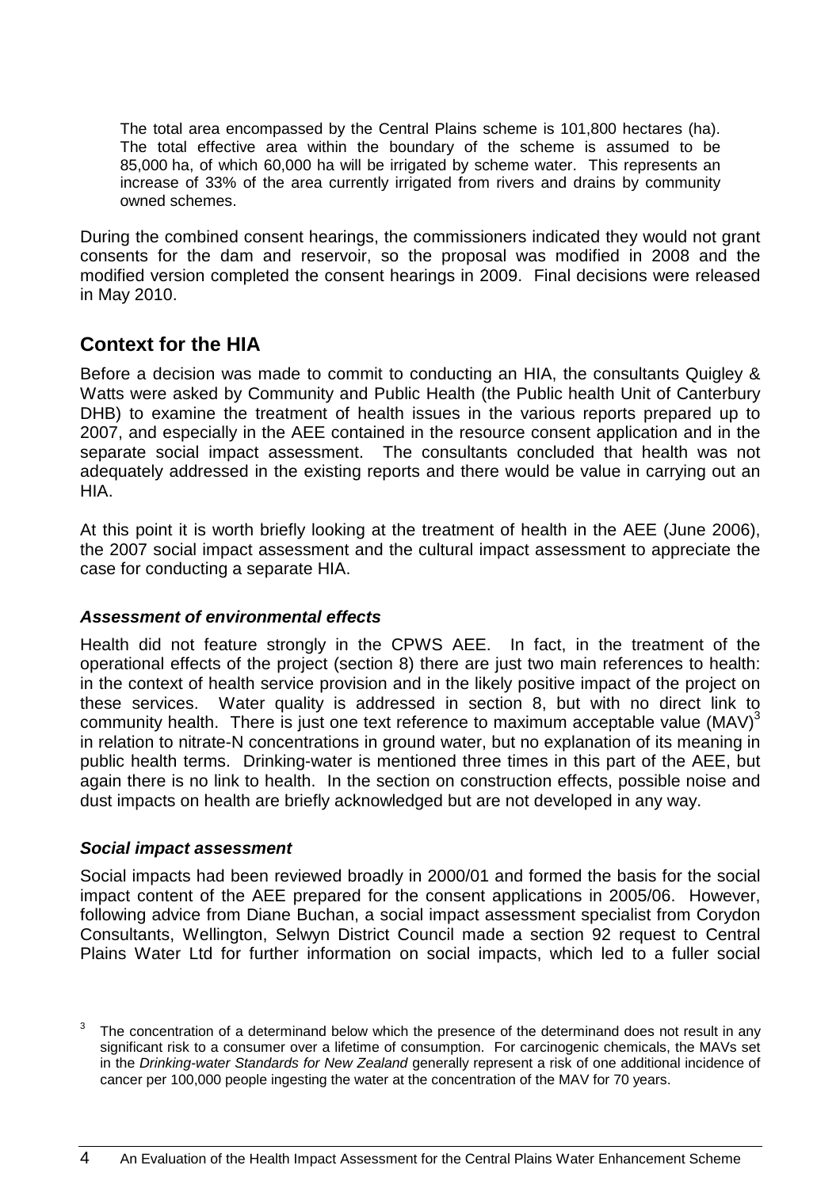> The total area encompassed by the Central Plains scheme is 101,800 hectares (ha). The total effective area within the boundary of the scheme is assumed to be 85,000 ha, of which 60,000 ha will be irrigated by scheme water. This represents an increase of 33% of the area currently irrigated from rivers and drains by community owned schemes.

During the combined consent hearings, the commissioners indicated they would not grant consents for the dam and reservoir, so the proposal was modified in 2008 and the modified version completed the consent hearings in 2009. Final decisions were released in May 2010.

## Context for the HIA

Before a decision was made to commit to conducting an HIA, the consultants Quigley & Watts were asked by Community and Public Health (the Public health Unit of Canterbury DHB) to examine the treatment of health issues in the various reports prepared up to 2007, and especially in the AEE contained in the resource consent application and in the separate social impact assessment. The consultants concluded that health was not adequately addressed in the existing reports and there would be value in carrying out an HIA.

At this point it is worth briefly looking at the treatment of health in the AEE (June 2006), the 2007 social impact assessment and the cultural impact assessment to appreciate the case for conducting a separate HIA.

### *Assessment of environmental effects*

Health did not feature strongly in the CPWS AEE. In fact, in the treatment of the operational effects of the project (section 8) there are just two main references to health: in the context of health service provision and in the likely positive impact of the project on these services. Water quality is addressed in section 8, but with no direct link to community health. There is just one text reference to maximum acceptable value (MAV)[3] in relation to nitrate-N concentrations in ground water, but no explanation of its meaning in public health terms. Drinking-water is mentioned three times in this part of the AEE, but again there is no link to health. In the section on construction effects, possible noise and dust impacts on health are briefly acknowledged but are not developed in any way.

### *Social impact assessment*

Social impacts had been reviewed broadly in 2000/01 and formed the basis for the social impact content of the AEE prepared for the consent applications in 2005/06. However, following advice from Diane Buchan, a social impact assessment specialist from Corydon Consultants, Wellington, Selwyn District Council made a section 92 request to Central Plains Water Ltd for further information on social impacts, which led to a fuller social

[3] The concentration of a determinand below which the presence of the determinand does not result in any significant risk to a consumer over a lifetime of consumption. For carcinogenic chemicals, the MAVs set in the *Drinking-water Standards for New Zealand* generally represent a risk of one additional incidence of cancer per 100,000 people ingesting the water at the concentration of the MAV for 70 years.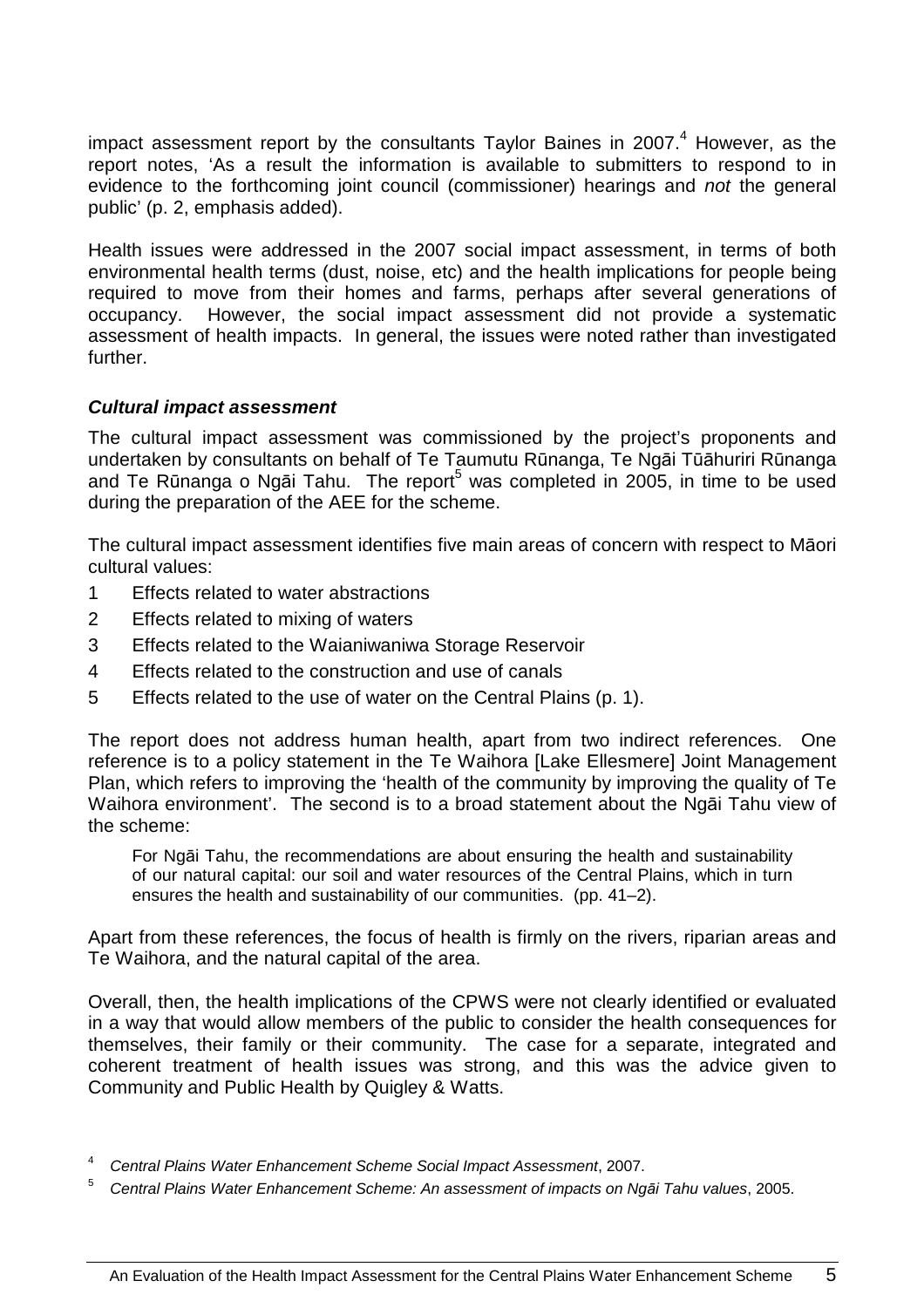impact assessment report by the consultants Taylor Baines in 2007.[4] However, as the report notes, 'As a result the information is available to submitters to respond to in evidence to the forthcoming joint council (commissioner) hearings and *not* the general public' (p. 2, emphasis added).

Health issues were addressed in the 2007 social impact assessment, in terms of both environmental health terms (dust, noise, etc) and the health implications for people being required to move from their homes and farms, perhaps after several generations of occupancy. However, the social impact assessment did not provide a systematic assessment of health impacts. In general, the issues were noted rather than investigated further.

### *Cultural impact assessment*

The cultural impact assessment was commissioned by the project's proponents and undertaken by consultants on behalf of Te Taumutu Rūnanga, Te Ngāi Tūāhuriri Rūnanga and Te Rūnanga o Ngāi Tahu. The report[5] was completed in 2005, in time to be used during the preparation of the AEE for the scheme.

The cultural impact assessment identifies five main areas of concern with respect to Māori cultural values:

1. Effects related to water abstractions
2. Effects related to mixing of waters
3. Effects related to the Waianiwaniwa Storage Reservoir
4. Effects related to the construction and use of canals
5. Effects related to the use of water on the Central Plains (p. 1).

The report does not address human health, apart from two indirect references. One reference is to a policy statement in the Te Waihora [Lake Ellesmere] Joint Management Plan, which refers to improving the 'health of the community by improving the quality of Te Waihora environment'. The second is to a broad statement about the Ngāi Tahu view of the scheme:

> For Ngāi Tahu, the recommendations are about ensuring the health and sustainability of our natural capital: our soil and water resources of the Central Plains, which in turn ensures the health and sustainability of our communities. (pp. 41–2).

Apart from these references, the focus of health is firmly on the rivers, riparian areas and Te Waihora, and the natural capital of the area.

Overall, then, the health implications of the CPWS were not clearly identified or evaluated in a way that would allow members of the public to consider the health consequences for themselves, their family or their community. The case for a separate, integrated and coherent treatment of health issues was strong, and this was the advice given to Community and Public Health by Quigley & Watts.

[4] *Central Plains Water Enhancement Scheme Social Impact Assessment*, 2007.

[5] *Central Plains Water Enhancement Scheme: An assessment of impacts on Ngāi Tahu values*, 2005.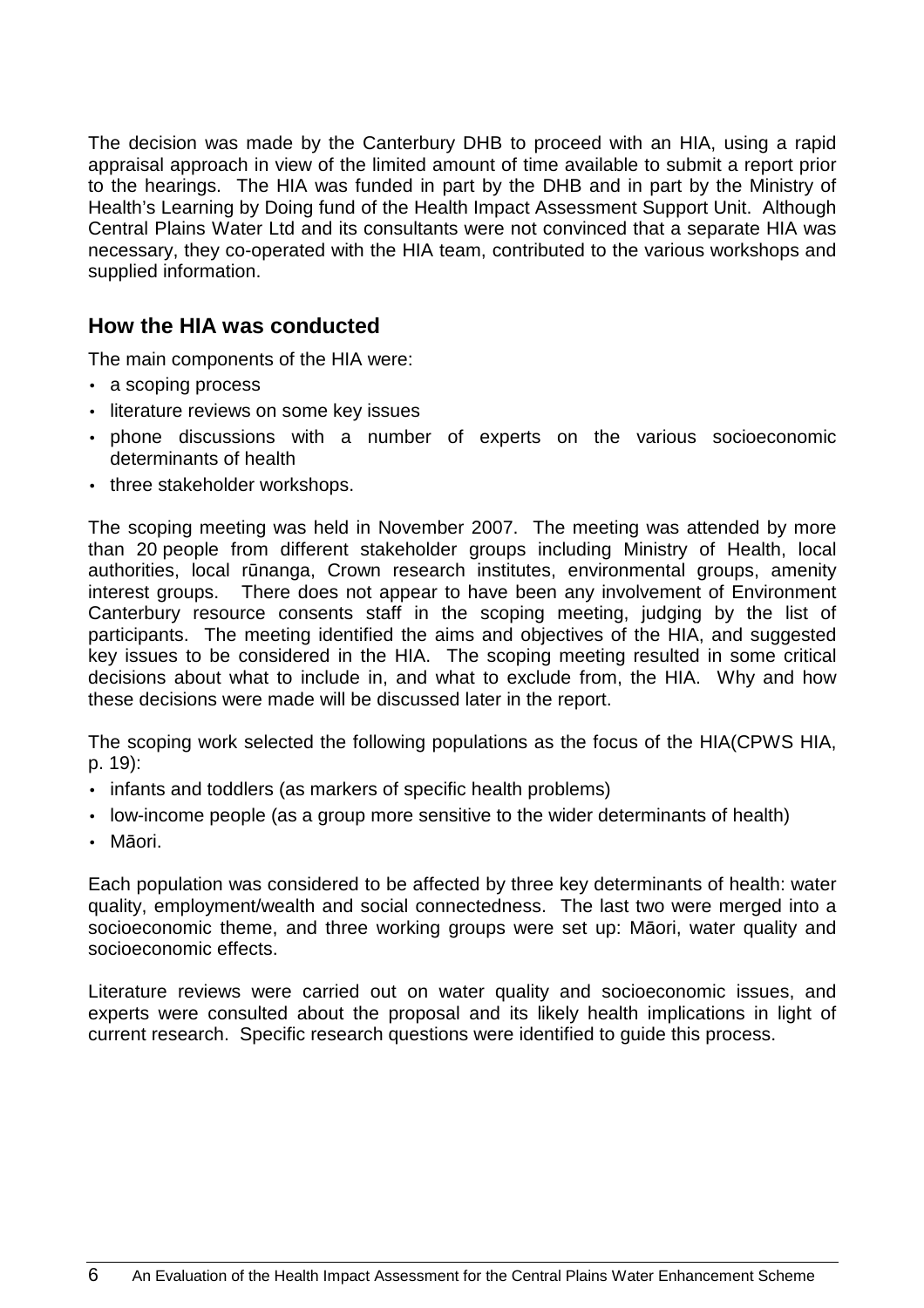The decision was made by the Canterbury DHB to proceed with an HIA, using a rapid appraisal approach in view of the limited amount of time available to submit a report prior to the hearings. The HIA was funded in part by the DHB and in part by the Ministry of Health's Learning by Doing fund of the Health Impact Assessment Support Unit. Although Central Plains Water Ltd and its consultants were not convinced that a separate HIA was necessary, they co-operated with the HIA team, contributed to the various workshops and supplied information.

## How the HIA was conducted

The main components of the HIA were:

- a scoping process
- literature reviews on some key issues
- phone discussions with a number of experts on the various socioeconomic determinants of health
- three stakeholder workshops.

The scoping meeting was held in November 2007. The meeting was attended by more than 20 people from different stakeholder groups including Ministry of Health, local authorities, local rūnanga, Crown research institutes, environmental groups, amenity interest groups. There does not appear to have been any involvement of Environment Canterbury resource consents staff in the scoping meeting, judging by the list of participants. The meeting identified the aims and objectives of the HIA, and suggested key issues to be considered in the HIA. The scoping meeting resulted in some critical decisions about what to include in, and what to exclude from, the HIA. Why and how these decisions were made will be discussed later in the report.

The scoping work selected the following populations as the focus of the HIA(CPWS HIA, p. 19):

- infants and toddlers (as markers of specific health problems)
- low-income people (as a group more sensitive to the wider determinants of health)
- Māori.

Each population was considered to be affected by three key determinants of health: water quality, employment/wealth and social connectedness. The last two were merged into a socioeconomic theme, and three working groups were set up: Māori, water quality and socioeconomic effects.

Literature reviews were carried out on water quality and socioeconomic issues, and experts were consulted about the proposal and its likely health implications in light of current research. Specific research questions were identified to guide this process.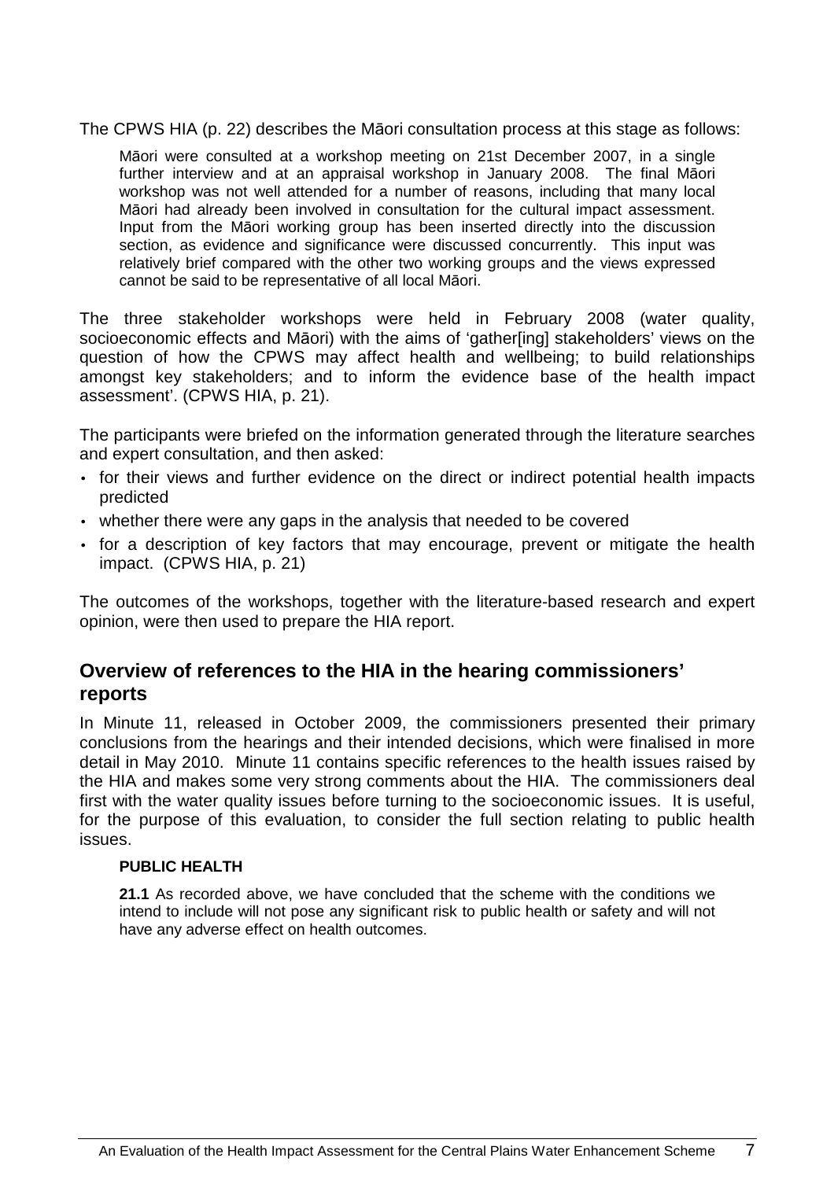The CPWS HIA (p. 22) describes the Māori consultation process at this stage as follows:

> Māori were consulted at a workshop meeting on 21st December 2007, in a single further interview and at an appraisal workshop in January 2008. The final Māori workshop was not well attended for a number of reasons, including that many local Māori had already been involved in consultation for the cultural impact assessment. Input from the Māori working group has been inserted directly into the discussion section, as evidence and significance were discussed concurrently. This input was relatively brief compared with the other two working groups and the views expressed cannot be said to be representative of all local Māori.

The three stakeholder workshops were held in February 2008 (water quality, socioeconomic effects and Māori) with the aims of 'gather[ing] stakeholders' views on the question of how the CPWS may affect health and wellbeing; to build relationships amongst key stakeholders; and to inform the evidence base of the health impact assessment'. (CPWS HIA, p. 21).

The participants were briefed on the information generated through the literature searches and expert consultation, and then asked:

- for their views and further evidence on the direct or indirect potential health impacts predicted
- whether there were any gaps in the analysis that needed to be covered
- for a description of key factors that may encourage, prevent or mitigate the health impact. (CPWS HIA, p. 21)

The outcomes of the workshops, together with the literature-based research and expert opinion, were then used to prepare the HIA report.

## Overview of references to the HIA in the hearing commissioners' reports

In Minute 11, released in October 2009, the commissioners presented their primary conclusions from the hearings and their intended decisions, which were finalised in more detail in May 2010. Minute 11 contains specific references to the health issues raised by the HIA and makes some very strong comments about the HIA. The commissioners deal first with the water quality issues before turning to the socioeconomic issues. It is useful, for the purpose of this evaluation, to consider the full section relating to public health issues.

> **PUBLIC HEALTH**
>
> **21.1** As recorded above, we have concluded that the scheme with the conditions we intend to include will not pose any significant risk to public health or safety and will not have any adverse effect on health outcomes.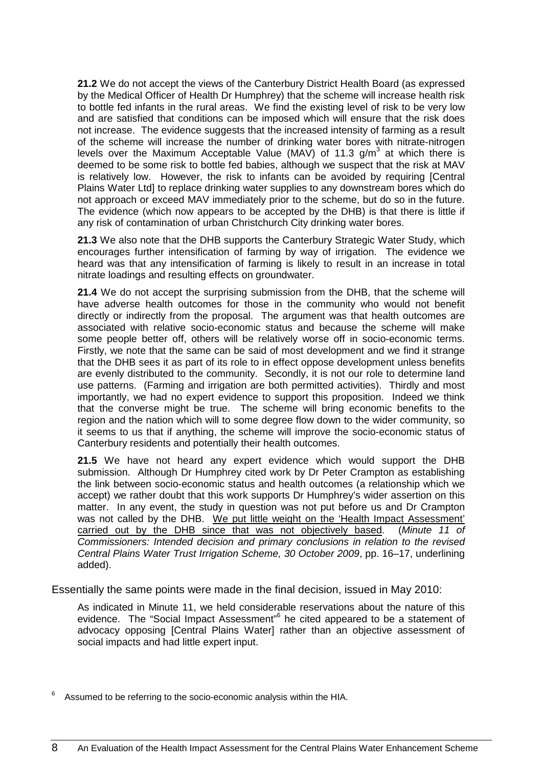> **21.2** We do not accept the views of the Canterbury District Health Board (as expressed by the Medical Officer of Health Dr Humphrey) that the scheme will increase health risk to bottle fed infants in the rural areas. We find the existing level of risk to be very low and are satisfied that conditions can be imposed which will ensure that the risk does not increase. The evidence suggests that the increased intensity of farming as a result of the scheme will increase the number of drinking water bores with nitrate-nitrogen levels over the Maximum Acceptable Value (MAV) of 11.3 $g/m^3$ at which there is deemed to be some risk to bottle fed babies, although we suspect that the risk at MAV is relatively low. However, the risk to infants can be avoided by requiring [Central Plains Water Ltd] to replace drinking water supplies to any downstream bores which do not approach or exceed MAV immediately prior to the scheme, but do so in the future. The evidence (which now appears to be accepted by the DHB) is that there is little if any risk of contamination of urban Christchurch City drinking water bores.
>
> **21.3** We also note that the DHB supports the Canterbury Strategic Water Study, which encourages further intensification of farming by way of irrigation. The evidence we heard was that any intensification of farming is likely to result in an increase in total nitrate loadings and resulting effects on groundwater.
>
> **21.4** We do not accept the surprising submission from the DHB, that the scheme will have adverse health outcomes for those in the community who would not benefit directly or indirectly from the proposal. The argument was that health outcomes are associated with relative socio-economic status and because the scheme will make some people better off, others will be relatively worse off in socio-economic terms. Firstly, we note that the same can be said of most development and we find it strange that the DHB sees it as part of its role to in effect oppose development unless benefits are evenly distributed to the community. Secondly, it is not our role to determine land use patterns. (Farming and irrigation are both permitted activities). Thirdly and most importantly, we had no expert evidence to support this proposition. Indeed we think that the converse might be true. The scheme will bring economic benefits to the region and the nation which will to some degree flow down to the wider community, so it seems to us that if anything, the scheme will improve the socio-economic status of Canterbury residents and potentially their health outcomes.
>
> **21.5** We have not heard any expert evidence which would support the DHB submission. Although Dr Humphrey cited work by Dr Peter Crampton as establishing the link between socio-economic status and health outcomes (a relationship which we accept) we rather doubt that this work supports Dr Humphrey's wider assertion on this matter. In any event, the study in question was not put before us and Dr Crampton was not called by the DHB. <u>We put little weight on the 'Health Impact Assessment' carried out by the DHB since that was not objectively based</u>. (*Minute 11 of Commissioners: Intended decision and primary conclusions in relation to the revised Central Plains Water Trust Irrigation Scheme, 30 October 2009*, pp. 16–17, underlining added).

Essentially the same points were made in the final decision, issued in May 2010:

> As indicated in Minute 11, we held considerable reservations about the nature of this evidence. The "Social Impact Assessment"[6] he cited appeared to be a statement of advocacy opposing [Central Plains Water] rather than an objective assessment of social impacts and had little expert input.

[6] Assumed to be referring to the socio-economic analysis within the HIA.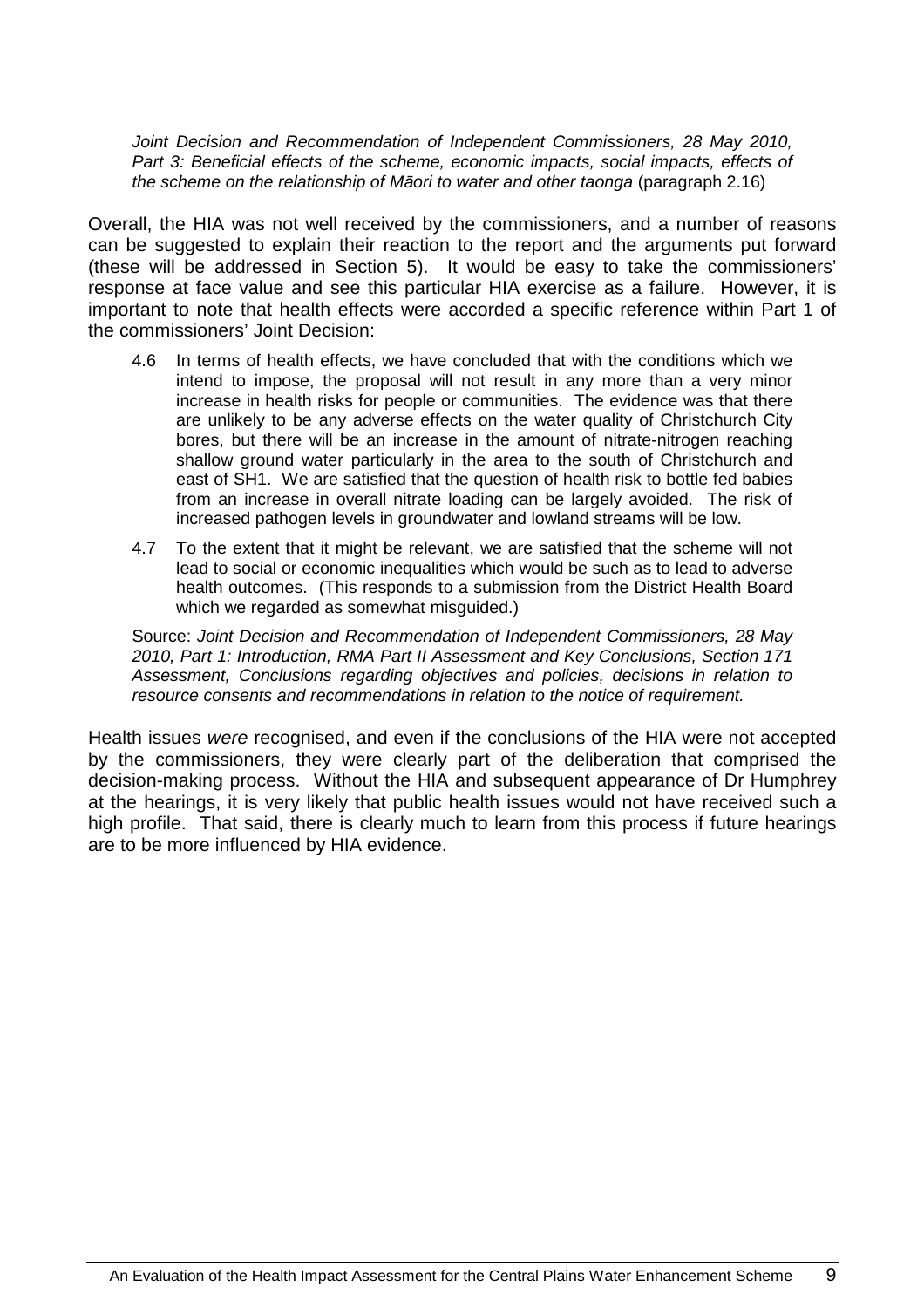*Joint Decision and Recommendation of Independent Commissioners, 28 May 2010, Part 3: Beneficial effects of the scheme, economic impacts, social impacts, effects of the scheme on the relationship of Māori to water and other taonga* (paragraph 2.16)

Overall, the HIA was not well received by the commissioners, and a number of reasons can be suggested to explain their reaction to the report and the arguments put forward (these will be addressed in Section 5). It would be easy to take the commissioners' response at face value and see this particular HIA exercise as a failure. However, it is important to note that health effects were accorded a specific reference within Part 1 of the commissioners' Joint Decision:

> 4.6 In terms of health effects, we have concluded that with the conditions which we intend to impose, the proposal will not result in any more than a very minor increase in health risks for people or communities. The evidence was that there are unlikely to be any adverse effects on the water quality of Christchurch City bores, but there will be an increase in the amount of nitrate-nitrogen reaching shallow ground water particularly in the area to the south of Christchurch and east of SH1. We are satisfied that the question of health risk to bottle fed babies from an increase in overall nitrate loading can be largely avoided. The risk of increased pathogen levels in groundwater and lowland streams will be low.
>
> 4.7 To the extent that it might be relevant, we are satisfied that the scheme will not lead to social or economic inequalities which would be such as to lead to adverse health outcomes. (This responds to a submission from the District Health Board which we regarded as somewhat misguided.)
>
> Source: *Joint Decision and Recommendation of Independent Commissioners, 28 May 2010, Part 1: Introduction, RMA Part II Assessment and Key Conclusions, Section 171 Assessment, Conclusions regarding objectives and policies, decisions in relation to resource consents and recommendations in relation to the notice of requirement.*

Health issues *were* recognised, and even if the conclusions of the HIA were not accepted by the commissioners, they were clearly part of the deliberation that comprised the decision-making process. Without the HIA and subsequent appearance of Dr Humphrey at the hearings, it is very likely that public health issues would not have received such a high profile. That said, there is clearly much to learn from this process if future hearings are to be more influenced by HIA evidence.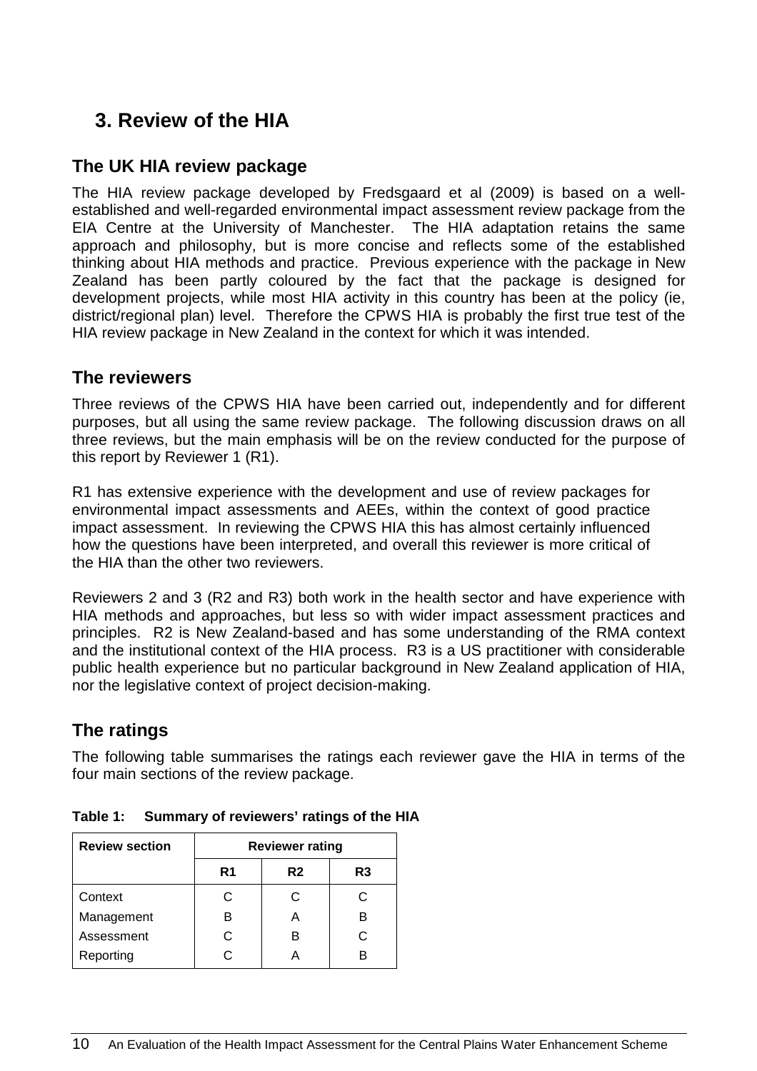## 3. Review of the HIA

### The UK HIA review package

The HIA review package developed by Fredsgaard et al (2009) is based on a well-established and well-regarded environmental impact assessment review package from the EIA Centre at the University of Manchester. The HIA adaptation retains the same approach and philosophy, but is more concise and reflects some of the established thinking about HIA methods and practice. Previous experience with the package in New Zealand has been partly coloured by the fact that the package is designed for development projects, while most HIA activity in this country has been at the policy (ie, district/regional plan) level. Therefore the CPWS HIA is probably the first true test of the HIA review package in New Zealand in the context for which it was intended.

### The reviewers

Three reviews of the CPWS HIA have been carried out, independently and for different purposes, but all using the same review package. The following discussion draws on all three reviews, but the main emphasis will be on the review conducted for the purpose of this report by Reviewer 1 (R1).

R1 has extensive experience with the development and use of review packages for environmental impact assessments and AEEs, within the context of good practice impact assessment. In reviewing the CPWS HIA this has almost certainly influenced how the questions have been interpreted, and overall this reviewer is more critical of the HIA than the other two reviewers.

Reviewers 2 and 3 (R2 and R3) both work in the health sector and have experience with HIA methods and approaches, but less so with wider impact assessment practices and principles. R2 is New Zealand-based and has some understanding of the RMA context and the institutional context of the HIA process. R3 is a US practitioner with considerable public health experience but no particular background in New Zealand application of HIA, nor the legislative context of project decision-making.

### The ratings

The following table summarises the ratings each reviewer gave the HIA in terms of the four main sections of the review package.

**Table 1: Summary of reviewers' ratings of the HIA**

| Review section | Reviewer rating | | |
|---|---|---|---|
| | R1 | R2 | R3 |
| Context | C | C | C |
| Management | B | A | B |
| Assessment | C | B | C |
| Reporting | C | A | B |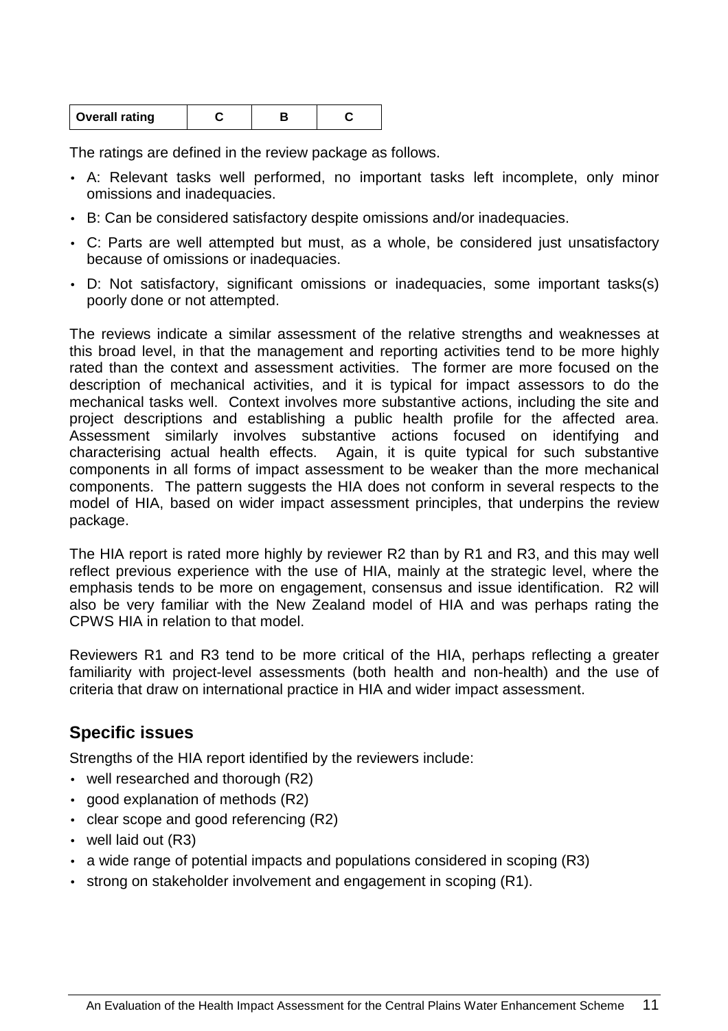| Overall rating | C | B | C |
|---|---|---|---|

The ratings are defined in the review package as follows.

- A: Relevant tasks well performed, no important tasks left incomplete, only minor omissions and inadequacies.
- B: Can be considered satisfactory despite omissions and/or inadequacies.
- C: Parts are well attempted but must, as a whole, be considered just unsatisfactory because of omissions or inadequacies.
- D: Not satisfactory, significant omissions or inadequacies, some important tasks(s) poorly done or not attempted.

The reviews indicate a similar assessment of the relative strengths and weaknesses at this broad level, in that the management and reporting activities tend to be more highly rated than the context and assessment activities. The former are more focused on the description of mechanical activities, and it is typical for impact assessors to do the mechanical tasks well. Context involves more substantive actions, including the site and project descriptions and establishing a public health profile for the affected area. Assessment similarly involves substantive actions focused on identifying and characterising actual health effects. Again, it is quite typical for such substantive components in all forms of impact assessment to be weaker than the more mechanical components. The pattern suggests the HIA does not conform in several respects to the model of HIA, based on wider impact assessment principles, that underpins the review package.

The HIA report is rated more highly by reviewer R2 than by R1 and R3, and this may well reflect previous experience with the use of HIA, mainly at the strategic level, where the emphasis tends to be more on engagement, consensus and issue identification. R2 will also be very familiar with the New Zealand model of HIA and was perhaps rating the CPWS HIA in relation to that model.

Reviewers R1 and R3 tend to be more critical of the HIA, perhaps reflecting a greater familiarity with project-level assessments (both health and non-health) and the use of criteria that draw on international practice in HIA and wider impact assessment.

## Specific issues

Strengths of the HIA report identified by the reviewers include:

- well researched and thorough (R2)
- good explanation of methods (R2)
- clear scope and good referencing (R2)
- well laid out (R3)
- a wide range of potential impacts and populations considered in scoping (R3)
- strong on stakeholder involvement and engagement in scoping (R1).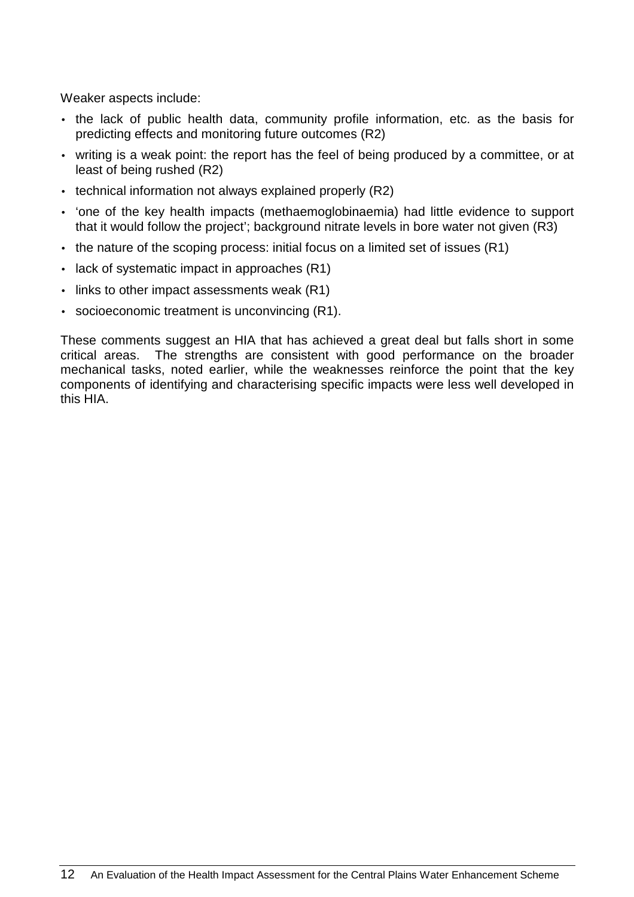Weaker aspects include:

- the lack of public health data, community profile information, etc. as the basis for predicting effects and monitoring future outcomes (R2)
- writing is a weak point: the report has the feel of being produced by a committee, or at least of being rushed (R2)
- technical information not always explained properly (R2)
- 'one of the key health impacts (methaemoglobinaemia) had little evidence to support that it would follow the project'; background nitrate levels in bore water not given (R3)
- the nature of the scoping process: initial focus on a limited set of issues (R1)
- lack of systematic impact in approaches (R1)
- links to other impact assessments weak (R1)
- socioeconomic treatment is unconvincing (R1).

These comments suggest an HIA that has achieved a great deal but falls short in some critical areas. The strengths are consistent with good performance on the broader mechanical tasks, noted earlier, while the weaknesses reinforce the point that the key components of identifying and characterising specific impacts were less well developed in this HIA.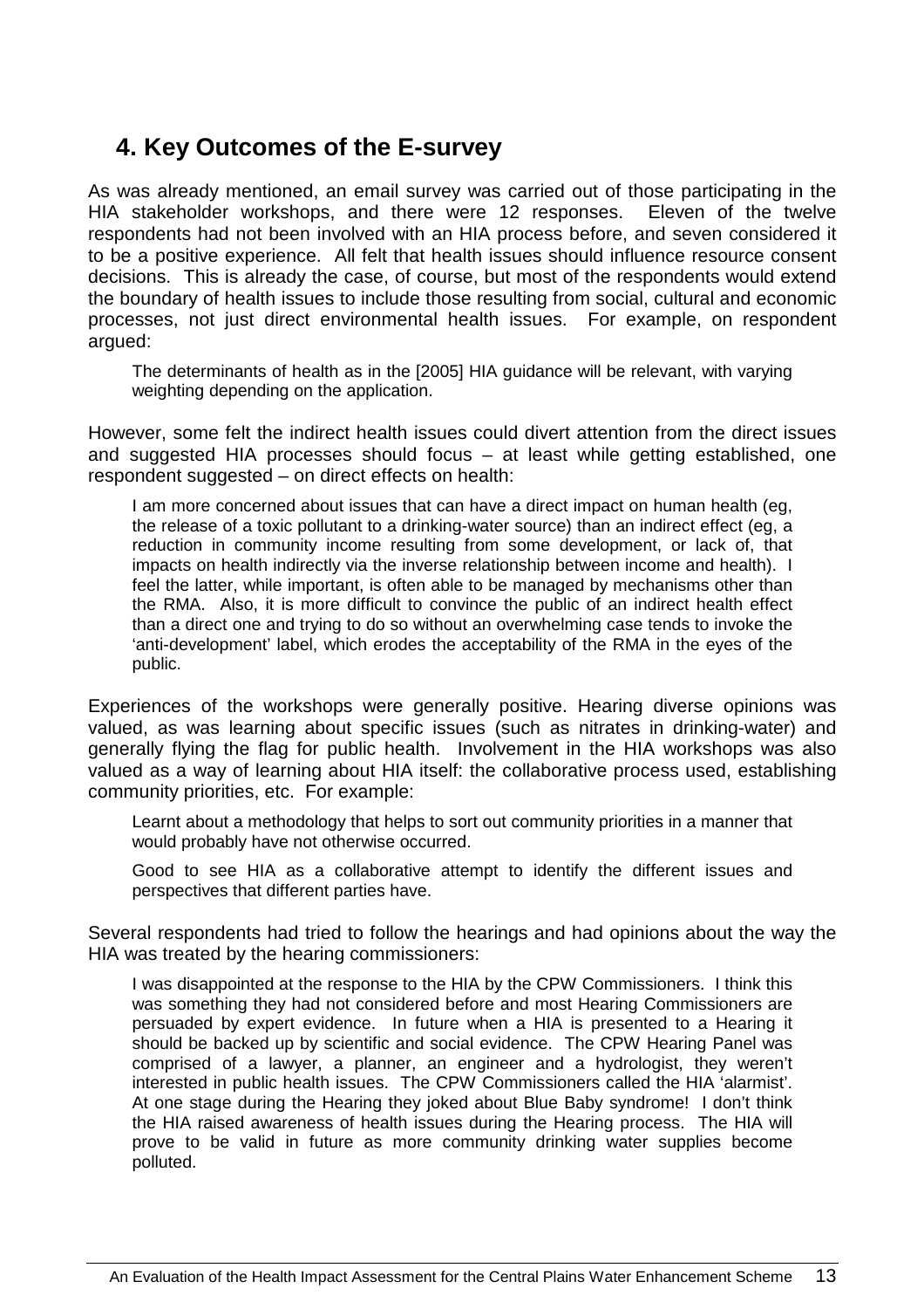## 4. Key Outcomes of the E-survey

As was already mentioned, an email survey was carried out of those participating in the HIA stakeholder workshops, and there were 12 responses. Eleven of the twelve respondents had not been involved with an HIA process before, and seven considered it to be a positive experience. All felt that health issues should influence resource consent decisions. This is already the case, of course, but most of the respondents would extend the boundary of health issues to include those resulting from social, cultural and economic processes, not just direct environmental health issues. For example, on respondent argued:

> The determinants of health as in the [2005] HIA guidance will be relevant, with varying weighting depending on the application.

However, some felt the indirect health issues could divert attention from the direct issues and suggested HIA processes should focus – at least while getting established, one respondent suggested – on direct effects on health:

> I am more concerned about issues that can have a direct impact on human health (eg, the release of a toxic pollutant to a drinking-water source) than an indirect effect (eg, a reduction in community income resulting from some development, or lack of, that impacts on health indirectly via the inverse relationship between income and health). I feel the latter, while important, is often able to be managed by mechanisms other than the RMA. Also, it is more difficult to convince the public of an indirect health effect than a direct one and trying to do so without an overwhelming case tends to invoke the 'anti-development' label, which erodes the acceptability of the RMA in the eyes of the public.

Experiences of the workshops were generally positive. Hearing diverse opinions was valued, as was learning about specific issues (such as nitrates in drinking-water) and generally flying the flag for public health. Involvement in the HIA workshops was also valued as a way of learning about HIA itself: the collaborative process used, establishing community priorities, etc. For example:

> Learnt about a methodology that helps to sort out community priorities in a manner that would probably have not otherwise occurred.

> Good to see HIA as a collaborative attempt to identify the different issues and perspectives that different parties have.

Several respondents had tried to follow the hearings and had opinions about the way the HIA was treated by the hearing commissioners:

> I was disappointed at the response to the HIA by the CPW Commissioners. I think this was something they had not considered before and most Hearing Commissioners are persuaded by expert evidence. In future when a HIA is presented to a Hearing it should be backed up by scientific and social evidence. The CPW Hearing Panel was comprised of a lawyer, a planner, an engineer and a hydrologist, they weren't interested in public health issues. The CPW Commissioners called the HIA 'alarmist'. At one stage during the Hearing they joked about Blue Baby syndrome! I don't think the HIA raised awareness of health issues during the Hearing process. The HIA will prove to be valid in future as more community drinking water supplies become polluted.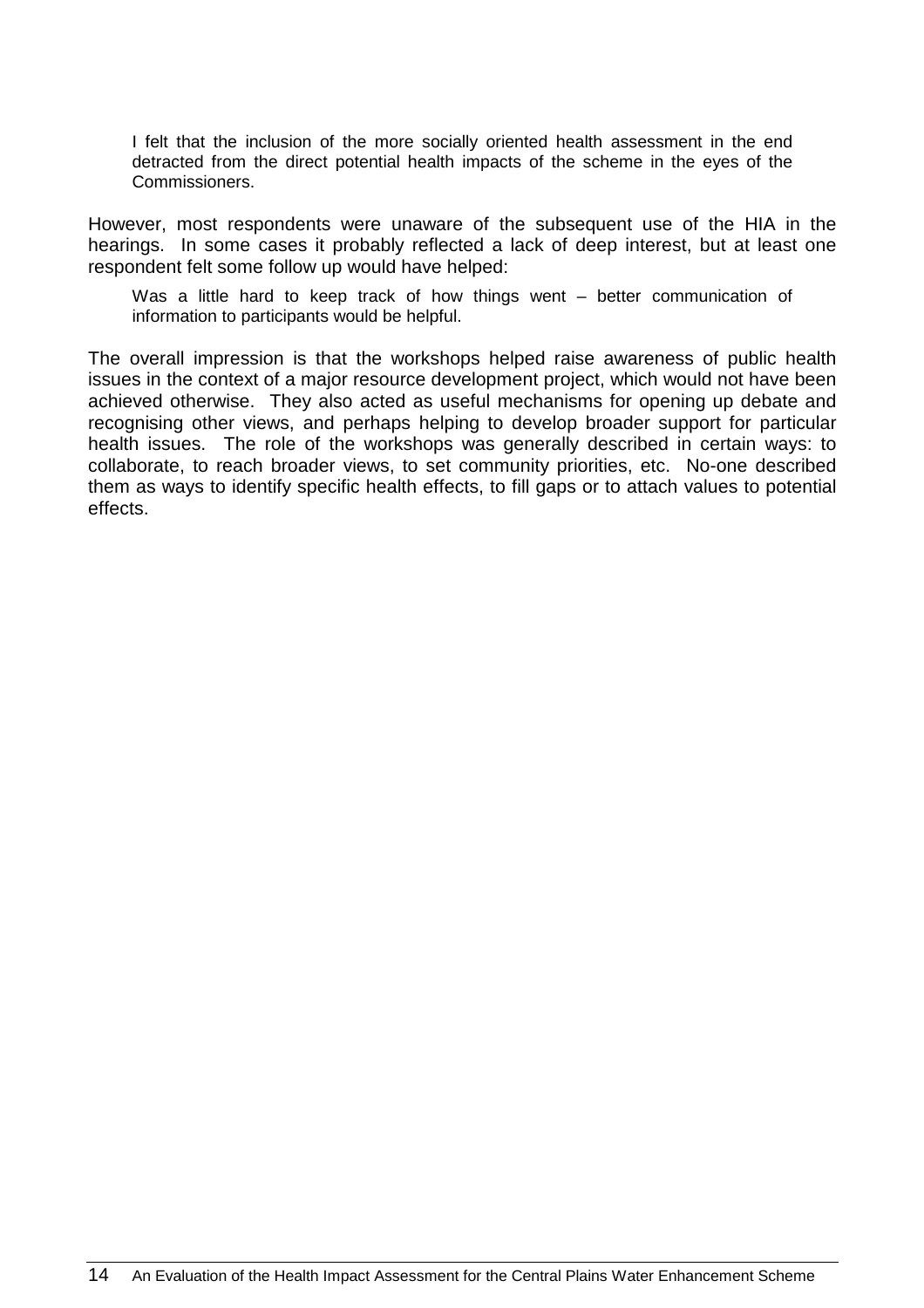> I felt that the inclusion of the more socially oriented health assessment in the end detracted from the direct potential health impacts of the scheme in the eyes of the Commissioners.

However, most respondents were unaware of the subsequent use of the HIA in the hearings. In some cases it probably reflected a lack of deep interest, but at least one respondent felt some follow up would have helped:

> Was a little hard to keep track of how things went – better communication of information to participants would be helpful.

The overall impression is that the workshops helped raise awareness of public health issues in the context of a major resource development project, which would not have been achieved otherwise. They also acted as useful mechanisms for opening up debate and recognising other views, and perhaps helping to develop broader support for particular health issues. The role of the workshops was generally described in certain ways: to collaborate, to reach broader views, to set community priorities, etc. No-one described them as ways to identify specific health effects, to fill gaps or to attach values to potential effects.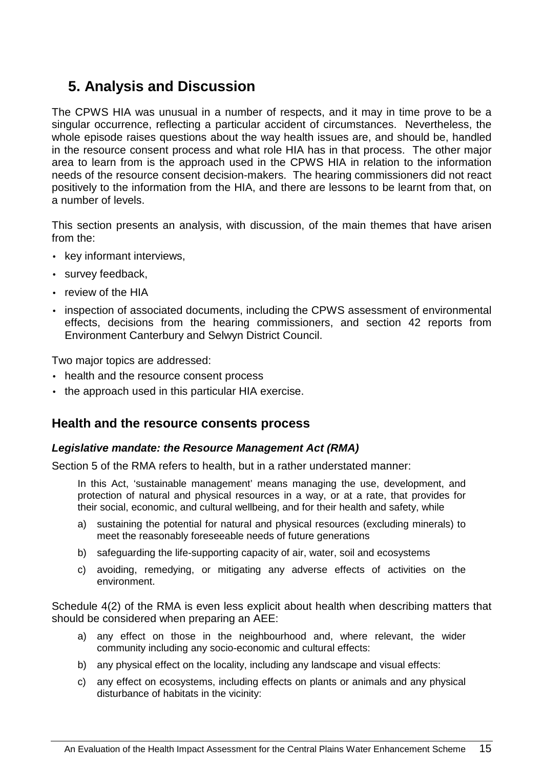# 5. Analysis and Discussion

The CPWS HIA was unusual in a number of respects, and it may in time prove to be a singular occurrence, reflecting a particular accident of circumstances. Nevertheless, the whole episode raises questions about the way health issues are, and should be, handled in the resource consent process and what role HIA has in that process. The other major area to learn from is the approach used in the CPWS HIA in relation to the information needs of the resource consent decision-makers. The hearing commissioners did not react positively to the information from the HIA, and there are lessons to be learnt from that, on a number of levels.

This section presents an analysis, with discussion, of the main themes that have arisen from the:

- key informant interviews,
- survey feedback,
- review of the HIA
- inspection of associated documents, including the CPWS assessment of environmental effects, decisions from the hearing commissioners, and section 42 reports from Environment Canterbury and Selwyn District Council.

Two major topics are addressed:

- health and the resource consent process
- the approach used in this particular HIA exercise.

## Health and the resource consents process

### *Legislative mandate: the Resource Management Act (RMA)*

Section 5 of the RMA refers to health, but in a rather understated manner:

> In this Act, 'sustainable management' means managing the use, development, and protection of natural and physical resources in a way, or at a rate, that provides for their social, economic, and cultural wellbeing, and for their health and safety, while
>
> a) sustaining the potential for natural and physical resources (excluding minerals) to meet the reasonably foreseeable needs of future generations
>
> b) safeguarding the life-supporting capacity of air, water, soil and ecosystems
>
> c) avoiding, remedying, or mitigating any adverse effects of activities on the environment.

Schedule 4(2) of the RMA is even less explicit about health when describing matters that should be considered when preparing an AEE:

> a) any effect on those in the neighbourhood and, where relevant, the wider community including any socio-economic and cultural effects:
>
> b) any physical effect on the locality, including any landscape and visual effects:
>
> c) any effect on ecosystems, including effects on plants or animals and any physical disturbance of habitats in the vicinity: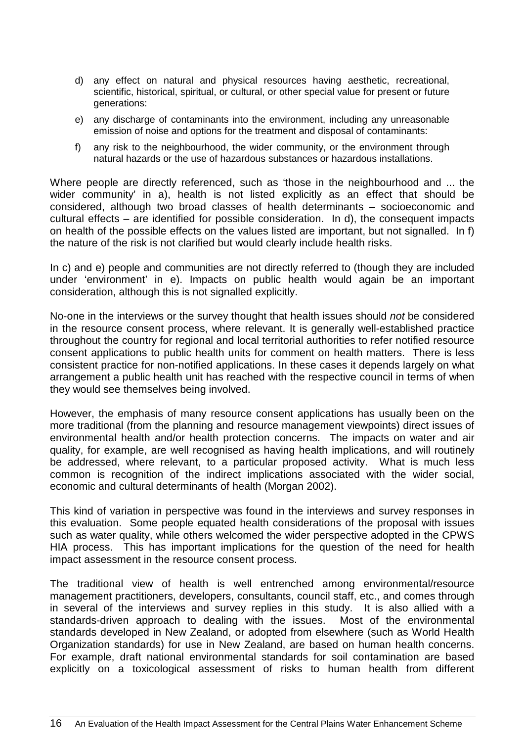d) any effect on natural and physical resources having aesthetic, recreational, scientific, historical, spiritual, or cultural, or other special value for present or future generations:

e) any discharge of contaminants into the environment, including any unreasonable emission of noise and options for the treatment and disposal of contaminants:

f) any risk to the neighbourhood, the wider community, or the environment through natural hazards or the use of hazardous substances or hazardous installations.

Where people are directly referenced, such as 'those in the neighbourhood and ... the wider community' in a), health is not listed explicitly as an effect that should be considered, although two broad classes of health determinants – socioeconomic and cultural effects – are identified for possible consideration. In d), the consequent impacts on health of the possible effects on the values listed are important, but not signalled. In f) the nature of the risk is not clarified but would clearly include health risks.

In c) and e) people and communities are not directly referred to (though they are included under 'environment' in e). Impacts on public health would again be an important consideration, although this is not signalled explicitly.

No-one in the interviews or the survey thought that health issues should *not* be considered in the resource consent process, where relevant. It is generally well-established practice throughout the country for regional and local territorial authorities to refer notified resource consent applications to public health units for comment on health matters. There is less consistent practice for non-notified applications. In these cases it depends largely on what arrangement a public health unit has reached with the respective council in terms of when they would see themselves being involved.

However, the emphasis of many resource consent applications has usually been on the more traditional (from the planning and resource management viewpoints) direct issues of environmental health and/or health protection concerns. The impacts on water and air quality, for example, are well recognised as having health implications, and will routinely be addressed, where relevant, to a particular proposed activity. What is much less common is recognition of the indirect implications associated with the wider social, economic and cultural determinants of health (Morgan 2002).

This kind of variation in perspective was found in the interviews and survey responses in this evaluation. Some people equated health considerations of the proposal with issues such as water quality, while others welcomed the wider perspective adopted in the CPWS HIA process. This has important implications for the question of the need for health impact assessment in the resource consent process.

The traditional view of health is well entrenched among environmental/resource management practitioners, developers, consultants, council staff, etc., and comes through in several of the interviews and survey replies in this study. It is also allied with a standards-driven approach to dealing with the issues. Most of the environmental standards developed in New Zealand, or adopted from elsewhere (such as World Health Organization standards) for use in New Zealand, are based on human health concerns. For example, draft national environmental standards for soil contamination are based explicitly on a toxicological assessment of risks to human health from different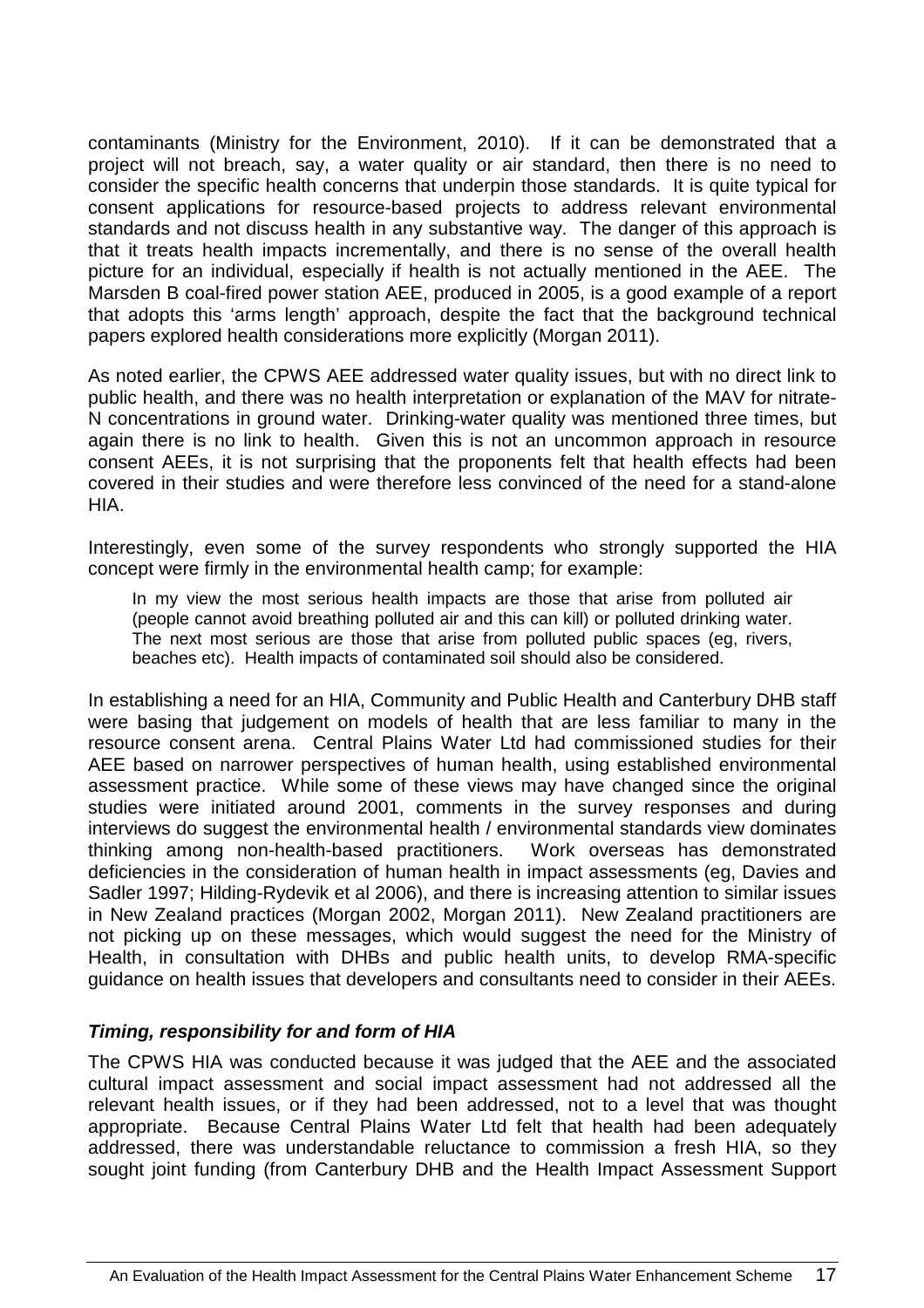contaminants (Ministry for the Environment, 2010). If it can be demonstrated that a project will not breach, say, a water quality or air standard, then there is no need to consider the specific health concerns that underpin those standards. It is quite typical for consent applications for resource-based projects to address relevant environmental standards and not discuss health in any substantive way. The danger of this approach is that it treats health impacts incrementally, and there is no sense of the overall health picture for an individual, especially if health is not actually mentioned in the AEE. The Marsden B coal-fired power station AEE, produced in 2005, is a good example of a report that adopts this 'arms length' approach, despite the fact that the background technical papers explored health considerations more explicitly (Morgan 2011).

As noted earlier, the CPWS AEE addressed water quality issues, but with no direct link to public health, and there was no health interpretation or explanation of the MAV for nitrate-N concentrations in ground water. Drinking-water quality was mentioned three times, but again there is no link to health. Given this is not an uncommon approach in resource consent AEEs, it is not surprising that the proponents felt that health effects had been covered in their studies and were therefore less convinced of the need for a stand-alone HIA.

Interestingly, even some of the survey respondents who strongly supported the HIA concept were firmly in the environmental health camp; for example:

> In my view the most serious health impacts are those that arise from polluted air (people cannot avoid breathing polluted air and this can kill) or polluted drinking water. The next most serious are those that arise from polluted public spaces (eg, rivers, beaches etc). Health impacts of contaminated soil should also be considered.

In establishing a need for an HIA, Community and Public Health and Canterbury DHB staff were basing that judgement on models of health that are less familiar to many in the resource consent arena. Central Plains Water Ltd had commissioned studies for their AEE based on narrower perspectives of human health, using established environmental assessment practice. While some of these views may have changed since the original studies were initiated around 2001, comments in the survey responses and during interviews do suggest the environmental health / environmental standards view dominates thinking among non-health-based practitioners. Work overseas has demonstrated deficiencies in the consideration of human health in impact assessments (eg, Davies and Sadler 1997; Hilding-Rydevik et al 2006), and there is increasing attention to similar issues in New Zealand practices (Morgan 2002, Morgan 2011). New Zealand practitioners are not picking up on these messages, which would suggest the need for the Ministry of Health, in consultation with DHBs and public health units, to develop RMA-specific guidance on health issues that developers and consultants need to consider in their AEEs.

### *Timing, responsibility for and form of HIA*

The CPWS HIA was conducted because it was judged that the AEE and the associated cultural impact assessment and social impact assessment had not addressed all the relevant health issues, or if they had been addressed, not to a level that was thought appropriate. Because Central Plains Water Ltd felt that health had been adequately addressed, there was understandable reluctance to commission a fresh HIA, so they sought joint funding (from Canterbury DHB and the Health Impact Assessment Support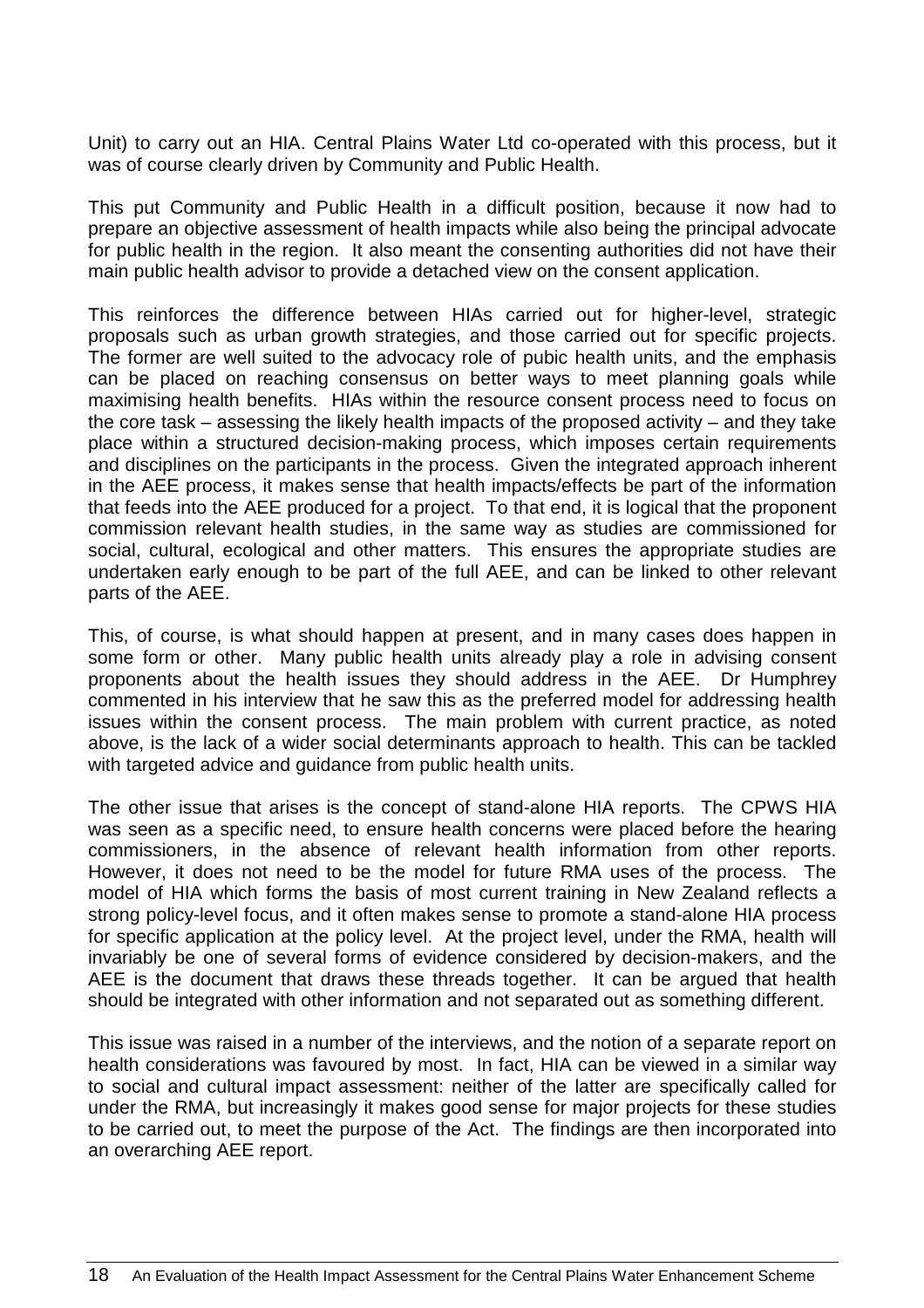Unit) to carry out an HIA. Central Plains Water Ltd co-operated with this process, but it was of course clearly driven by Community and Public Health.

This put Community and Public Health in a difficult position, because it now had to prepare an objective assessment of health impacts while also being the principal advocate for public health in the region. It also meant the consenting authorities did not have their main public health advisor to provide a detached view on the consent application.

This reinforces the difference between HIAs carried out for higher-level, strategic proposals such as urban growth strategies, and those carried out for specific projects. The former are well suited to the advocacy role of pubic health units, and the emphasis can be placed on reaching consensus on better ways to meet planning goals while maximising health benefits. HIAs within the resource consent process need to focus on the core task – assessing the likely health impacts of the proposed activity – and they take place within a structured decision-making process, which imposes certain requirements and disciplines on the participants in the process. Given the integrated approach inherent in the AEE process, it makes sense that health impacts/effects be part of the information that feeds into the AEE produced for a project. To that end, it is logical that the proponent commission relevant health studies, in the same way as studies are commissioned for social, cultural, ecological and other matters. This ensures the appropriate studies are undertaken early enough to be part of the full AEE, and can be linked to other relevant parts of the AEE.

This, of course, is what should happen at present, and in many cases does happen in some form or other. Many public health units already play a role in advising consent proponents about the health issues they should address in the AEE. Dr Humphrey commented in his interview that he saw this as the preferred model for addressing health issues within the consent process. The main problem with current practice, as noted above, is the lack of a wider social determinants approach to health. This can be tackled with targeted advice and guidance from public health units.

The other issue that arises is the concept of stand-alone HIA reports. The CPWS HIA was seen as a specific need, to ensure health concerns were placed before the hearing commissioners, in the absence of relevant health information from other reports. However, it does not need to be the model for future RMA uses of the process. The model of HIA which forms the basis of most current training in New Zealand reflects a strong policy-level focus, and it often makes sense to promote a stand-alone HIA process for specific application at the policy level. At the project level, under the RMA, health will invariably be one of several forms of evidence considered by decision-makers, and the AEE is the document that draws these threads together. It can be argued that health should be integrated with other information and not separated out as something different.

This issue was raised in a number of the interviews, and the notion of a separate report on health considerations was favoured by most. In fact, HIA can be viewed in a similar way to social and cultural impact assessment: neither of the latter are specifically called for under the RMA, but increasingly it makes good sense for major projects for these studies to be carried out, to meet the purpose of the Act. The findings are then incorporated into an overarching AEE report.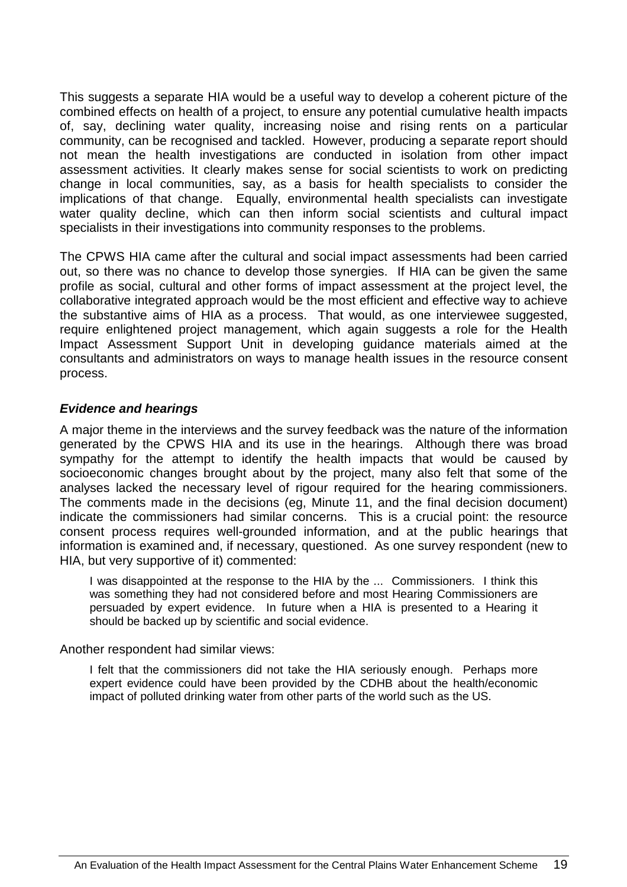This suggests a separate HIA would be a useful way to develop a coherent picture of the combined effects on health of a project, to ensure any potential cumulative health impacts of, say, declining water quality, increasing noise and rising rents on a particular community, can be recognised and tackled. However, producing a separate report should not mean the health investigations are conducted in isolation from other impact assessment activities. It clearly makes sense for social scientists to work on predicting change in local communities, say, as a basis for health specialists to consider the implications of that change. Equally, environmental health specialists can investigate water quality decline, which can then inform social scientists and cultural impact specialists in their investigations into community responses to the problems.

The CPWS HIA came after the cultural and social impact assessments had been carried out, so there was no chance to develop those synergies. If HIA can be given the same profile as social, cultural and other forms of impact assessment at the project level, the collaborative integrated approach would be the most efficient and effective way to achieve the substantive aims of HIA as a process. That would, as one interviewee suggested, require enlightened project management, which again suggests a role for the Health Impact Assessment Support Unit in developing guidance materials aimed at the consultants and administrators on ways to manage health issues in the resource consent process.

### *Evidence and hearings*

A major theme in the interviews and the survey feedback was the nature of the information generated by the CPWS HIA and its use in the hearings. Although there was broad sympathy for the attempt to identify the health impacts that would be caused by socioeconomic changes brought about by the project, many also felt that some of the analyses lacked the necessary level of rigour required for the hearing commissioners. The comments made in the decisions (eg, Minute 11, and the final decision document) indicate the commissioners had similar concerns. This is a crucial point: the resource consent process requires well-grounded information, and at the public hearings that information is examined and, if necessary, questioned. As one survey respondent (new to HIA, but very supportive of it) commented:

> I was disappointed at the response to the HIA by the ... Commissioners. I think this was something they had not considered before and most Hearing Commissioners are persuaded by expert evidence. In future when a HIA is presented to a Hearing it should be backed up by scientific and social evidence.

Another respondent had similar views:

> I felt that the commissioners did not take the HIA seriously enough. Perhaps more expert evidence could have been provided by the CDHB about the health/economic impact of polluted drinking water from other parts of the world such as the US.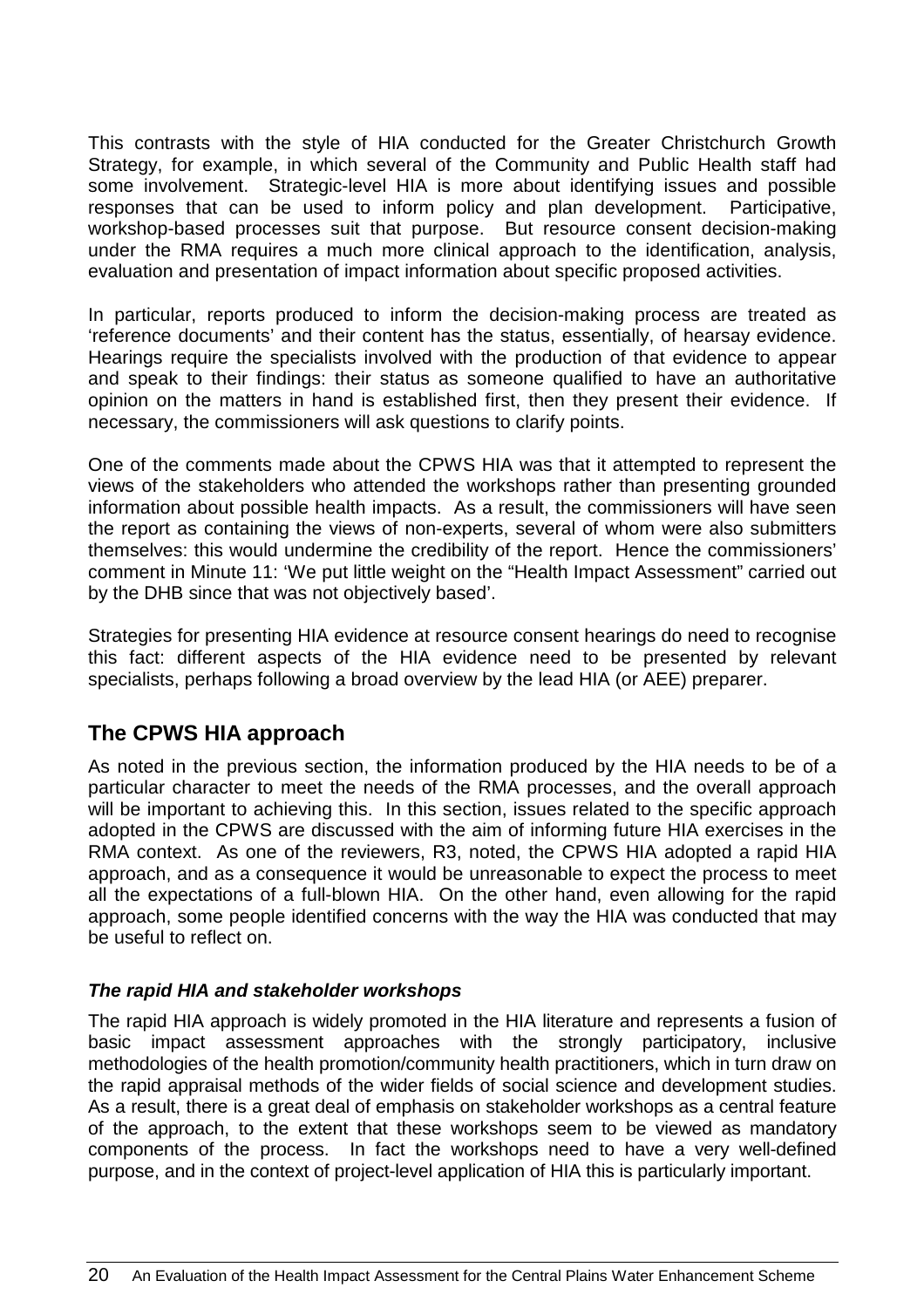This contrasts with the style of HIA conducted for the Greater Christchurch Growth Strategy, for example, in which several of the Community and Public Health staff had some involvement. Strategic-level HIA is more about identifying issues and possible responses that can be used to inform policy and plan development. Participative, workshop-based processes suit that purpose. But resource consent decision-making under the RMA requires a much more clinical approach to the identification, analysis, evaluation and presentation of impact information about specific proposed activities.

In particular, reports produced to inform the decision-making process are treated as 'reference documents' and their content has the status, essentially, of hearsay evidence. Hearings require the specialists involved with the production of that evidence to appear and speak to their findings: their status as someone qualified to have an authoritative opinion on the matters in hand is established first, then they present their evidence. If necessary, the commissioners will ask questions to clarify points.

One of the comments made about the CPWS HIA was that it attempted to represent the views of the stakeholders who attended the workshops rather than presenting grounded information about possible health impacts. As a result, the commissioners will have seen the report as containing the views of non-experts, several of whom were also submitters themselves: this would undermine the credibility of the report. Hence the commissioners' comment in Minute 11: 'We put little weight on the "Health Impact Assessment" carried out by the DHB since that was not objectively based'.

Strategies for presenting HIA evidence at resource consent hearings do need to recognise this fact: different aspects of the HIA evidence need to be presented by relevant specialists, perhaps following a broad overview by the lead HIA (or AEE) preparer.

## The CPWS HIA approach

As noted in the previous section, the information produced by the HIA needs to be of a particular character to meet the needs of the RMA processes, and the overall approach will be important to achieving this. In this section, issues related to the specific approach adopted in the CPWS are discussed with the aim of informing future HIA exercises in the RMA context. As one of the reviewers, R3, noted, the CPWS HIA adopted a rapid HIA approach, and as a consequence it would be unreasonable to expect the process to meet all the expectations of a full-blown HIA. On the other hand, even allowing for the rapid approach, some people identified concerns with the way the HIA was conducted that may be useful to reflect on.

### *The rapid HIA and stakeholder workshops*

The rapid HIA approach is widely promoted in the HIA literature and represents a fusion of basic impact assessment approaches with the strongly participatory, inclusive methodologies of the health promotion/community health practitioners, which in turn draw on the rapid appraisal methods of the wider fields of social science and development studies. As a result, there is a great deal of emphasis on stakeholder workshops as a central feature of the approach, to the extent that these workshops seem to be viewed as mandatory components of the process. In fact the workshops need to have a very well-defined purpose, and in the context of project-level application of HIA this is particularly important.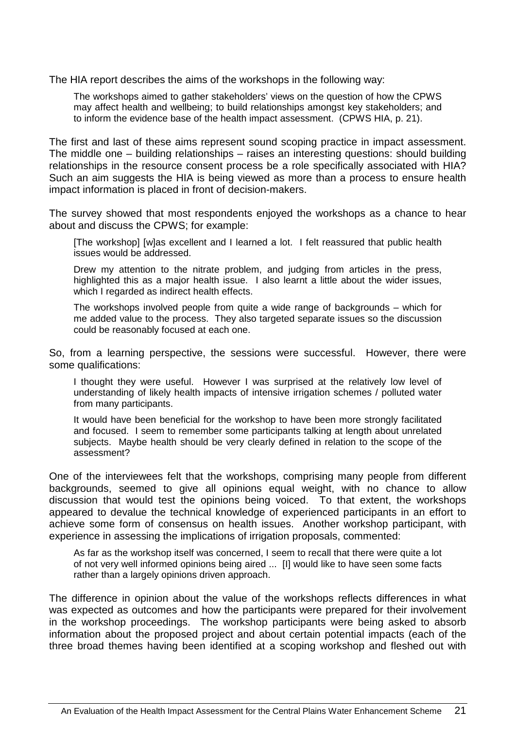The HIA report describes the aims of the workshops in the following way:

> The workshops aimed to gather stakeholders' views on the question of how the CPWS may affect health and wellbeing; to build relationships amongst key stakeholders; and to inform the evidence base of the health impact assessment. (CPWS HIA, p. 21).

The first and last of these aims represent sound scoping practice in impact assessment. The middle one – building relationships – raises an interesting questions: should building relationships in the resource consent process be a role specifically associated with HIA? Such an aim suggests the HIA is being viewed as more than a process to ensure health impact information is placed in front of decision-makers.

The survey showed that most respondents enjoyed the workshops as a chance to hear about and discuss the CPWS; for example:

> [The workshop] [w]as excellent and I learned a lot. I felt reassured that public health issues would be addressed.
>
> Drew my attention to the nitrate problem, and judging from articles in the press, highlighted this as a major health issue. I also learnt a little about the wider issues, which I regarded as indirect health effects.
>
> The workshops involved people from quite a wide range of backgrounds – which for me added value to the process. They also targeted separate issues so the discussion could be reasonably focused at each one.

So, from a learning perspective, the sessions were successful. However, there were some qualifications:

> I thought they were useful. However I was surprised at the relatively low level of understanding of likely health impacts of intensive irrigation schemes / polluted water from many participants.
>
> It would have been beneficial for the workshop to have been more strongly facilitated and focused. I seem to remember some participants talking at length about unrelated subjects. Maybe health should be very clearly defined in relation to the scope of the assessment?

One of the interviewees felt that the workshops, comprising many people from different backgrounds, seemed to give all opinions equal weight, with no chance to allow discussion that would test the opinions being voiced. To that extent, the workshops appeared to devalue the technical knowledge of experienced participants in an effort to achieve some form of consensus on health issues. Another workshop participant, with experience in assessing the implications of irrigation proposals, commented:

> As far as the workshop itself was concerned, I seem to recall that there were quite a lot of not very well informed opinions being aired ... [I] would like to have seen some facts rather than a largely opinions driven approach.

The difference in opinion about the value of the workshops reflects differences in what was expected as outcomes and how the participants were prepared for their involvement in the workshop proceedings. The workshop participants were being asked to absorb information about the proposed project and about certain potential impacts (each of the three broad themes having been identified at a scoping workshop and fleshed out with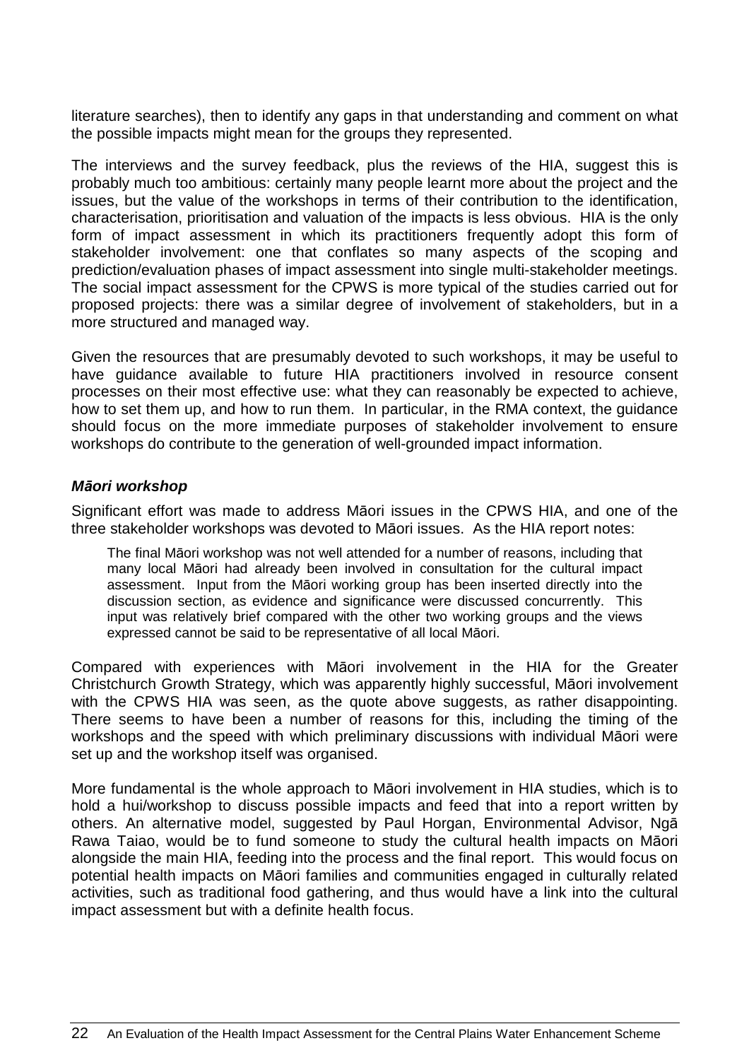literature searches), then to identify any gaps in that understanding and comment on what the possible impacts might mean for the groups they represented.

The interviews and the survey feedback, plus the reviews of the HIA, suggest this is probably much too ambitious: certainly many people learnt more about the project and the issues, but the value of the workshops in terms of their contribution to the identification, characterisation, prioritisation and valuation of the impacts is less obvious. HIA is the only form of impact assessment in which its practitioners frequently adopt this form of stakeholder involvement: one that conflates so many aspects of the scoping and prediction/evaluation phases of impact assessment into single multi-stakeholder meetings. The social impact assessment for the CPWS is more typical of the studies carried out for proposed projects: there was a similar degree of involvement of stakeholders, but in a more structured and managed way.

Given the resources that are presumably devoted to such workshops, it may be useful to have guidance available to future HIA practitioners involved in resource consent processes on their most effective use: what they can reasonably be expected to achieve, how to set them up, and how to run them. In particular, in the RMA context, the guidance should focus on the more immediate purposes of stakeholder involvement to ensure workshops do contribute to the generation of well-grounded impact information.

***Māori workshop***

Significant effort was made to address Māori issues in the CPWS HIA, and one of the three stakeholder workshops was devoted to Māori issues. As the HIA report notes:

> The final Māori workshop was not well attended for a number of reasons, including that many local Māori had already been involved in consultation for the cultural impact assessment. Input from the Māori working group has been inserted directly into the discussion section, as evidence and significance were discussed concurrently. This input was relatively brief compared with the other two working groups and the views expressed cannot be said to be representative of all local Māori.

Compared with experiences with Māori involvement in the HIA for the Greater Christchurch Growth Strategy, which was apparently highly successful, Māori involvement with the CPWS HIA was seen, as the quote above suggests, as rather disappointing. There seems to have been a number of reasons for this, including the timing of the workshops and the speed with which preliminary discussions with individual Māori were set up and the workshop itself was organised.

More fundamental is the whole approach to Māori involvement in HIA studies, which is to hold a hui/workshop to discuss possible impacts and feed that into a report written by others. An alternative model, suggested by Paul Horgan, Environmental Advisor, Ngā Rawa Taiao, would be to fund someone to study the cultural health impacts on Māori alongside the main HIA, feeding into the process and the final report. This would focus on potential health impacts on Māori families and communities engaged in culturally related activities, such as traditional food gathering, and thus would have a link into the cultural impact assessment but with a definite health focus.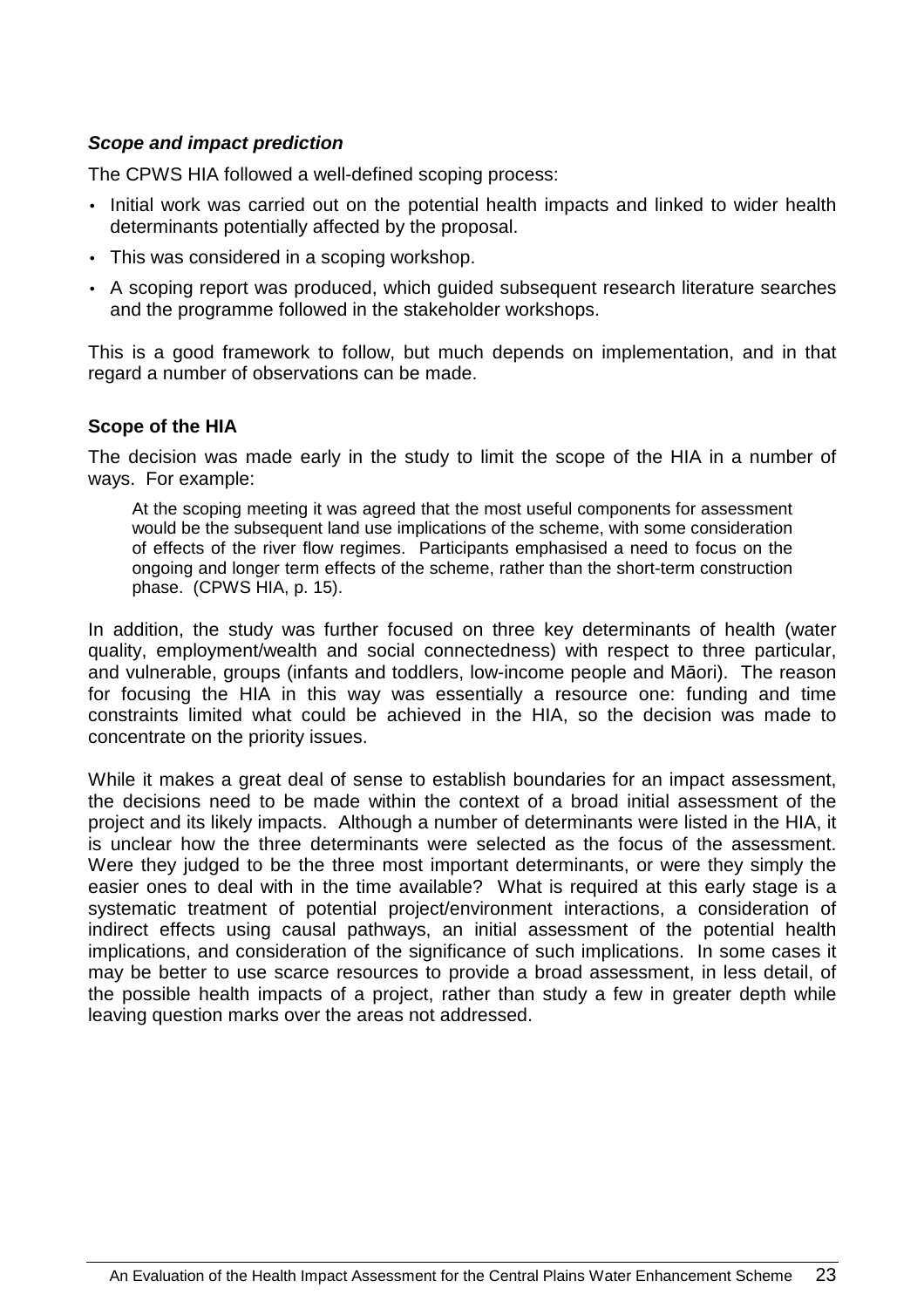***Scope and impact prediction***

The CPWS HIA followed a well-defined scoping process:

- Initial work was carried out on the potential health impacts and linked to wider health determinants potentially affected by the proposal.
- This was considered in a scoping workshop.
- A scoping report was produced, which guided subsequent research literature searches and the programme followed in the stakeholder workshops.

This is a good framework to follow, but much depends on implementation, and in that regard a number of observations can be made.

**Scope of the HIA**

The decision was made early in the study to limit the scope of the HIA in a number of ways. For example:

> At the scoping meeting it was agreed that the most useful components for assessment would be the subsequent land use implications of the scheme, with some consideration of effects of the river flow regimes. Participants emphasised a need to focus on the ongoing and longer term effects of the scheme, rather than the short-term construction phase. (CPWS HIA, p. 15).

In addition, the study was further focused on three key determinants of health (water quality, employment/wealth and social connectedness) with respect to three particular, and vulnerable, groups (infants and toddlers, low-income people and Māori). The reason for focusing the HIA in this way was essentially a resource one: funding and time constraints limited what could be achieved in the HIA, so the decision was made to concentrate on the priority issues.

While it makes a great deal of sense to establish boundaries for an impact assessment, the decisions need to be made within the context of a broad initial assessment of the project and its likely impacts. Although a number of determinants were listed in the HIA, it is unclear how the three determinants were selected as the focus of the assessment. Were they judged to be the three most important determinants, or were they simply the easier ones to deal with in the time available? What is required at this early stage is a systematic treatment of potential project/environment interactions, a consideration of indirect effects using causal pathways, an initial assessment of the potential health implications, and consideration of the significance of such implications. In some cases it may be better to use scarce resources to provide a broad assessment, in less detail, of the possible health impacts of a project, rather than study a few in greater depth while leaving question marks over the areas not addressed.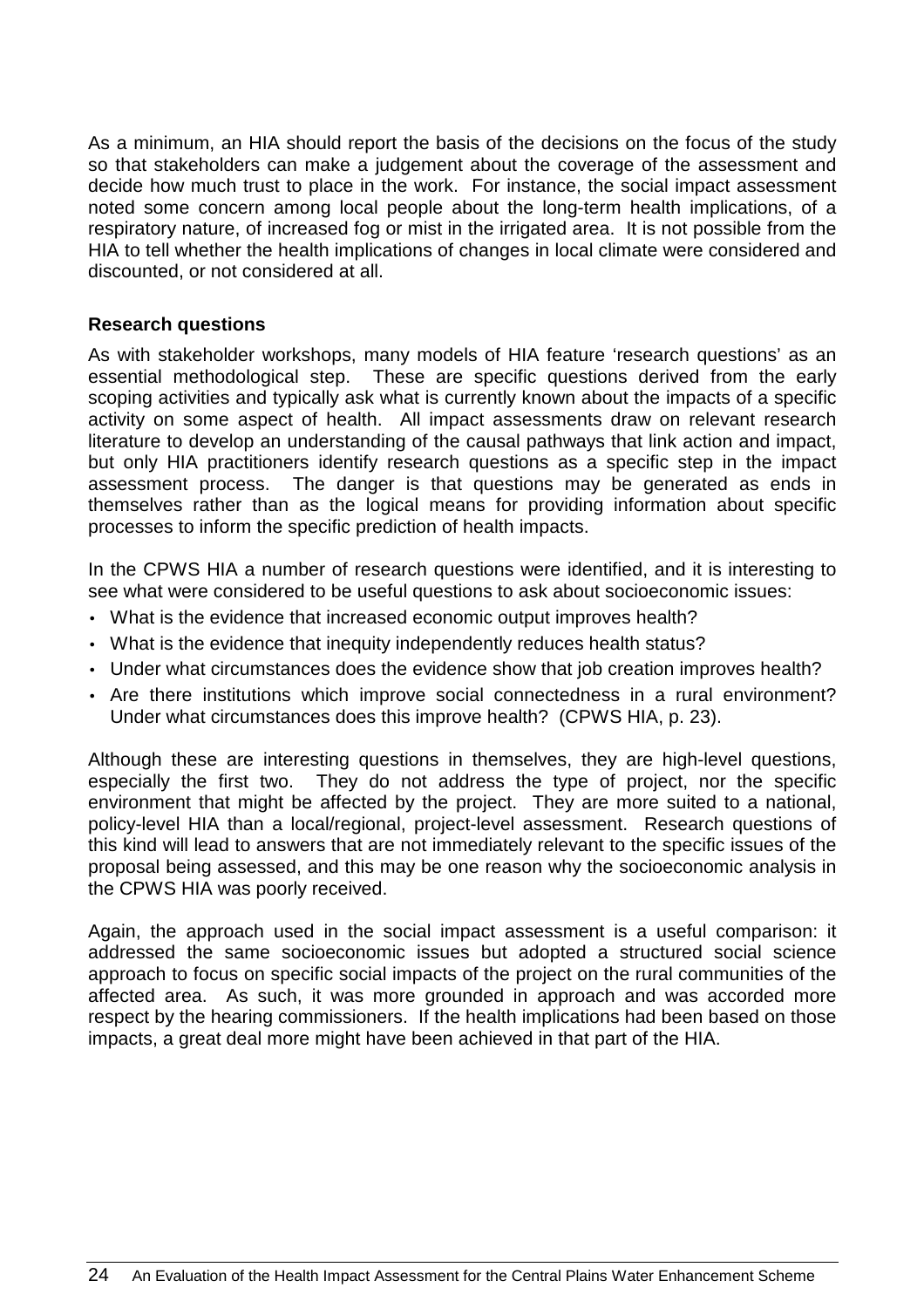As a minimum, an HIA should report the basis of the decisions on the focus of the study so that stakeholders can make a judgement about the coverage of the assessment and decide how much trust to place in the work. For instance, the social impact assessment noted some concern among local people about the long-term health implications, of a respiratory nature, of increased fog or mist in the irrigated area. It is not possible from the HIA to tell whether the health implications of changes in local climate were considered and discounted, or not considered at all.

**Research questions**

As with stakeholder workshops, many models of HIA feature 'research questions' as an essential methodological step. These are specific questions derived from the early scoping activities and typically ask what is currently known about the impacts of a specific activity on some aspect of health. All impact assessments draw on relevant research literature to develop an understanding of the causal pathways that link action and impact, but only HIA practitioners identify research questions as a specific step in the impact assessment process. The danger is that questions may be generated as ends in themselves rather than as the logical means for providing information about specific processes to inform the specific prediction of health impacts.

In the CPWS HIA a number of research questions were identified, and it is interesting to see what were considered to be useful questions to ask about socioeconomic issues:

- What is the evidence that increased economic output improves health?
- What is the evidence that inequity independently reduces health status?
- Under what circumstances does the evidence show that job creation improves health?
- Are there institutions which improve social connectedness in a rural environment? Under what circumstances does this improve health? (CPWS HIA, p. 23).

Although these are interesting questions in themselves, they are high-level questions, especially the first two. They do not address the type of project, nor the specific environment that might be affected by the project. They are more suited to a national, policy-level HIA than a local/regional, project-level assessment. Research questions of this kind will lead to answers that are not immediately relevant to the specific issues of the proposal being assessed, and this may be one reason why the socioeconomic analysis in the CPWS HIA was poorly received.

Again, the approach used in the social impact assessment is a useful comparison: it addressed the same socioeconomic issues but adopted a structured social science approach to focus on specific social impacts of the project on the rural communities of the affected area. As such, it was more grounded in approach and was accorded more respect by the hearing commissioners. If the health implications had been based on those impacts, a great deal more might have been achieved in that part of the HIA.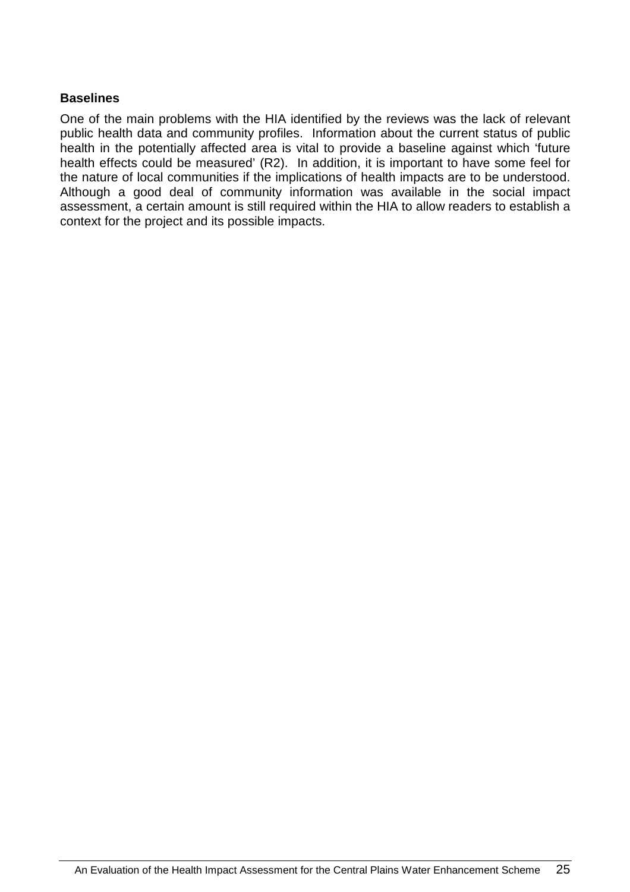**Baselines**

One of the main problems with the HIA identified by the reviews was the lack of relevant public health data and community profiles. Information about the current status of public health in the potentially affected area is vital to provide a baseline against which 'future health effects could be measured' (R2). In addition, it is important to have some feel for the nature of local communities if the implications of health impacts are to be understood. Although a good deal of community information was available in the social impact assessment, a certain amount is still required within the HIA to allow readers to establish a context for the project and its possible impacts.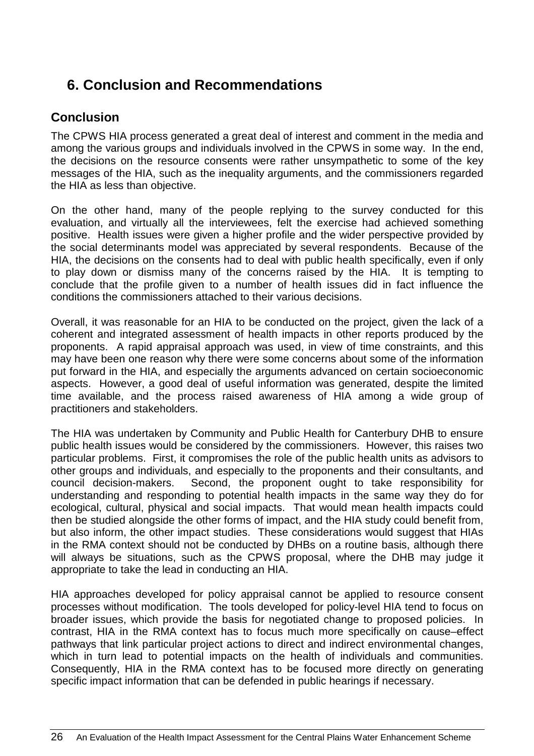# 6. Conclusion and Recommendations

## Conclusion

The CPWS HIA process generated a great deal of interest and comment in the media and among the various groups and individuals involved in the CPWS in some way. In the end, the decisions on the resource consents were rather unsympathetic to some of the key messages of the HIA, such as the inequality arguments, and the commissioners regarded the HIA as less than objective.

On the other hand, many of the people replying to the survey conducted for this evaluation, and virtually all the interviewees, felt the exercise had achieved something positive. Health issues were given a higher profile and the wider perspective provided by the social determinants model was appreciated by several respondents. Because of the HIA, the decisions on the consents had to deal with public health specifically, even if only to play down or dismiss many of the concerns raised by the HIA. It is tempting to conclude that the profile given to a number of health issues did in fact influence the conditions the commissioners attached to their various decisions.

Overall, it was reasonable for an HIA to be conducted on the project, given the lack of a coherent and integrated assessment of health impacts in other reports produced by the proponents. A rapid appraisal approach was used, in view of time constraints, and this may have been one reason why there were some concerns about some of the information put forward in the HIA, and especially the arguments advanced on certain socioeconomic aspects. However, a good deal of useful information was generated, despite the limited time available, and the process raised awareness of HIA among a wide group of practitioners and stakeholders.

The HIA was undertaken by Community and Public Health for Canterbury DHB to ensure public health issues would be considered by the commissioners. However, this raises two particular problems. First, it compromises the role of the public health units as advisors to other groups and individuals, and especially to the proponents and their consultants, and council decision-makers. Second, the proponent ought to take responsibility for understanding and responding to potential health impacts in the same way they do for ecological, cultural, physical and social impacts. That would mean health impacts could then be studied alongside the other forms of impact, and the HIA study could benefit from, but also inform, the other impact studies. These considerations would suggest that HIAs in the RMA context should not be conducted by DHBs on a routine basis, although there will always be situations, such as the CPWS proposal, where the DHB may judge it appropriate to take the lead in conducting an HIA.

HIA approaches developed for policy appraisal cannot be applied to resource consent processes without modification. The tools developed for policy-level HIA tend to focus on broader issues, which provide the basis for negotiated change to proposed policies. In contrast, HIA in the RMA context has to focus much more specifically on cause–effect pathways that link particular project actions to direct and indirect environmental changes, which in turn lead to potential impacts on the health of individuals and communities. Consequently, HIA in the RMA context has to be focused more directly on generating specific impact information that can be defended in public hearings if necessary.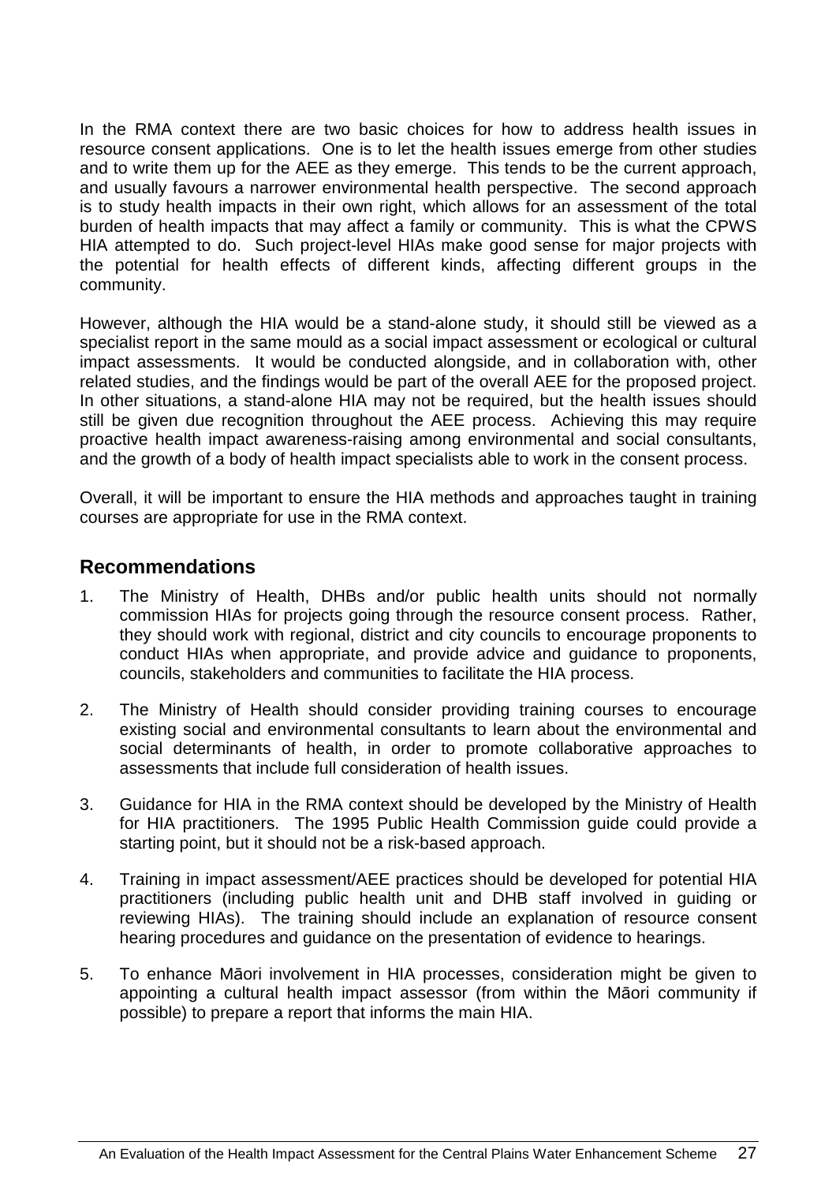In the RMA context there are two basic choices for how to address health issues in resource consent applications. One is to let the health issues emerge from other studies and to write them up for the AEE as they emerge. This tends to be the current approach, and usually favours a narrower environmental health perspective. The second approach is to study health impacts in their own right, which allows for an assessment of the total burden of health impacts that may affect a family or community. This is what the CPWS HIA attempted to do. Such project-level HIAs make good sense for major projects with the potential for health effects of different kinds, affecting different groups in the community.

However, although the HIA would be a stand-alone study, it should still be viewed as a specialist report in the same mould as a social impact assessment or ecological or cultural impact assessments. It would be conducted alongside, and in collaboration with, other related studies, and the findings would be part of the overall AEE for the proposed project. In other situations, a stand-alone HIA may not be required, but the health issues should still be given due recognition throughout the AEE process. Achieving this may require proactive health impact awareness-raising among environmental and social consultants, and the growth of a body of health impact specialists able to work in the consent process.

Overall, it will be important to ensure the HIA methods and approaches taught in training courses are appropriate for use in the RMA context.

## Recommendations

1. The Ministry of Health, DHBs and/or public health units should not normally commission HIAs for projects going through the resource consent process. Rather, they should work with regional, district and city councils to encourage proponents to conduct HIAs when appropriate, and provide advice and guidance to proponents, councils, stakeholders and communities to facilitate the HIA process.

2. The Ministry of Health should consider providing training courses to encourage existing social and environmental consultants to learn about the environmental and social determinants of health, in order to promote collaborative approaches to assessments that include full consideration of health issues.

3. Guidance for HIA in the RMA context should be developed by the Ministry of Health for HIA practitioners. The 1995 Public Health Commission guide could provide a starting point, but it should not be a risk-based approach.

4. Training in impact assessment/AEE practices should be developed for potential HIA practitioners (including public health unit and DHB staff involved in guiding or reviewing HIAs). The training should include an explanation of resource consent hearing procedures and guidance on the presentation of evidence to hearings.

5. To enhance Māori involvement in HIA processes, consideration might be given to appointing a cultural health impact assessor (from within the Māori community if possible) to prepare a report that informs the main HIA.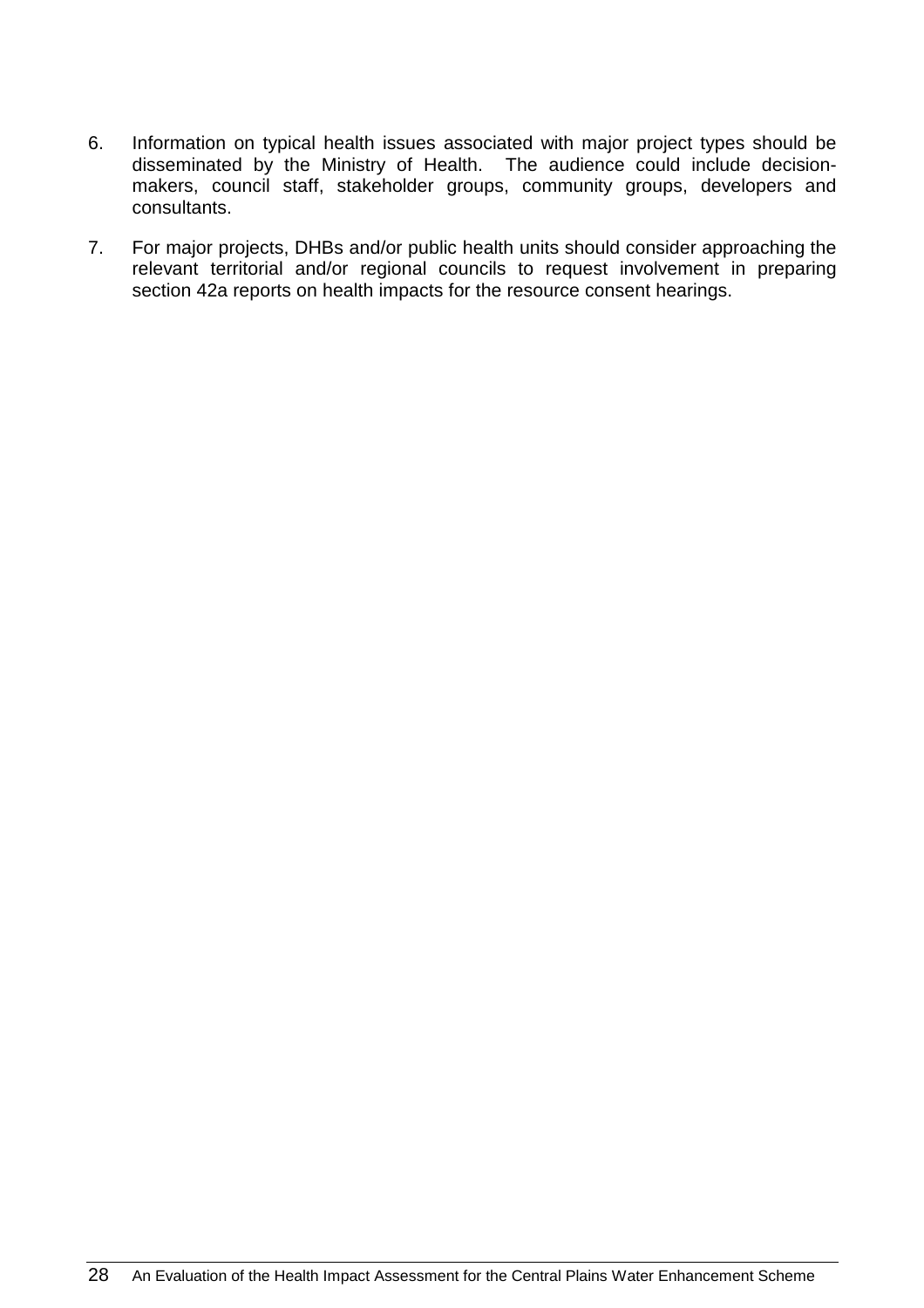6. Information on typical health issues associated with major project types should be disseminated by the Ministry of Health. The audience could include decision-makers, council staff, stakeholder groups, community groups, developers and consultants.

7. For major projects, DHBs and/or public health units should consider approaching the relevant territorial and/or regional councils to request involvement in preparing section 42a reports on health impacts for the resource consent hearings.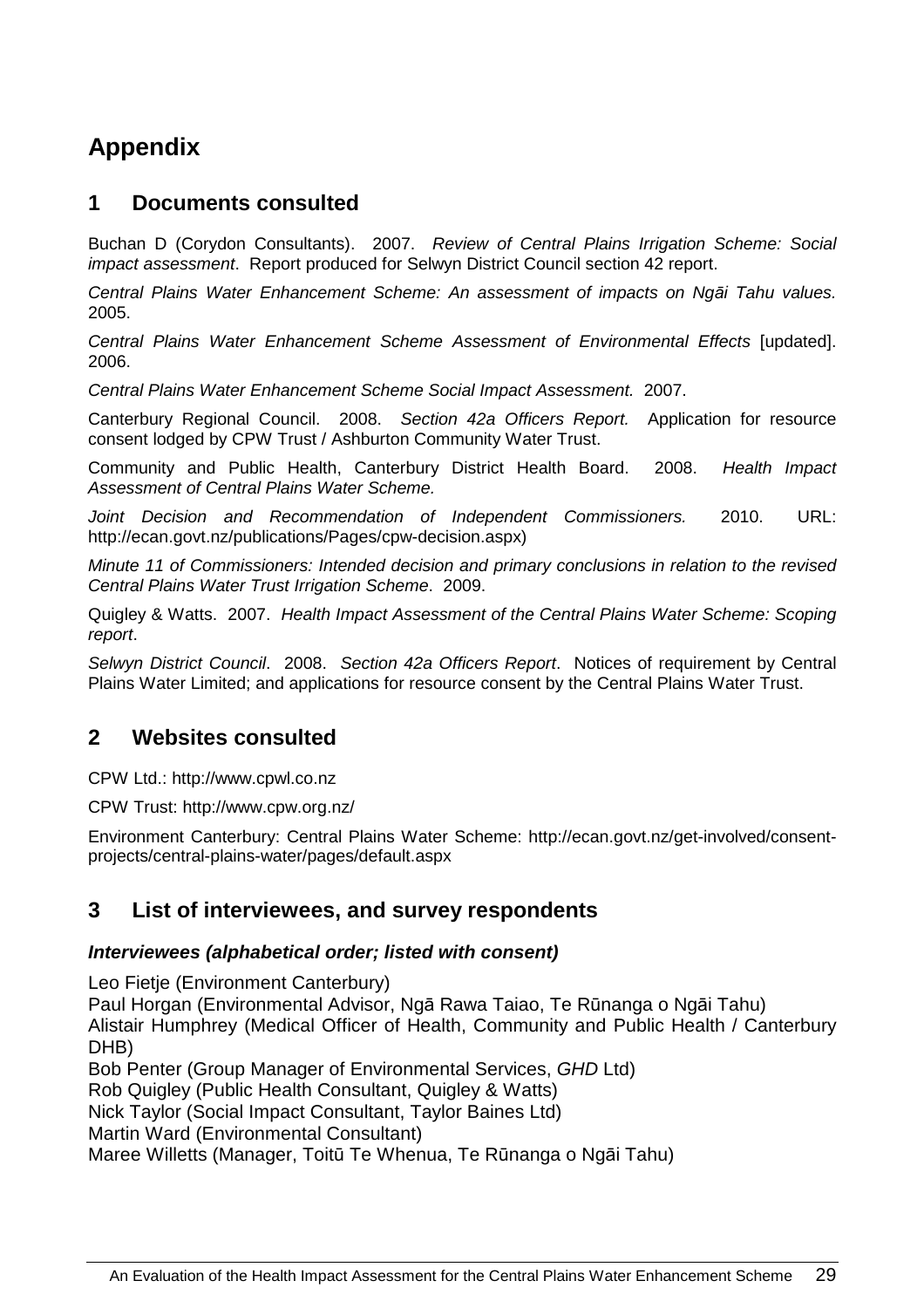# Appendix

## 1 Documents consulted

Buchan D (Corydon Consultants). 2007. *Review of Central Plains Irrigation Scheme: Social impact assessment*. Report produced for Selwyn District Council section 42 report.

*Central Plains Water Enhancement Scheme: An assessment of impacts on Ngāi Tahu values.* 2005.

*Central Plains Water Enhancement Scheme Assessment of Environmental Effects* [updated]. 2006.

*Central Plains Water Enhancement Scheme Social Impact Assessment.* 2007.

Canterbury Regional Council. 2008. *Section 42a Officers Report.* Application for resource consent lodged by CPW Trust / Ashburton Community Water Trust.

Community and Public Health, Canterbury District Health Board. 2008. *Health Impact Assessment of Central Plains Water Scheme.*

*Joint Decision and Recommendation of Independent Commissioners.* 2010. URL: http://ecan.govt.nz/publications/Pages/cpw-decision.aspx)

*Minute 11 of Commissioners: Intended decision and primary conclusions in relation to the revised Central Plains Water Trust Irrigation Scheme*. 2009.

Quigley & Watts. 2007. *Health Impact Assessment of the Central Plains Water Scheme: Scoping report*.

*Selwyn District Council*. 2008. *Section 42a Officers Report*. Notices of requirement by Central Plains Water Limited; and applications for resource consent by the Central Plains Water Trust.

## 2 Websites consulted

CPW Ltd.: http://www.cpwl.co.nz

CPW Trust: http://www.cpw.org.nz/

Environment Canterbury: Central Plains Water Scheme: http://ecan.govt.nz/get-involved/consent-projects/central-plains-water/pages/default.aspx

## 3 List of interviewees, and survey respondents

***Interviewees (alphabetical order; listed with consent)***

Leo Fietje (Environment Canterbury)
Paul Horgan (Environmental Advisor, Ngā Rawa Taiao, Te Rūnanga o Ngāi Tahu)
Alistair Humphrey (Medical Officer of Health, Community and Public Health / Canterbury DHB)
Bob Penter (Group Manager of Environmental Services, *GHD* Ltd)
Rob Quigley (Public Health Consultant, Quigley & Watts)
Nick Taylor (Social Impact Consultant, Taylor Baines Ltd)
Martin Ward (Environmental Consultant)
Maree Willetts (Manager, Toitū Te Whenua, Te Rūnanga o Ngāi Tahu)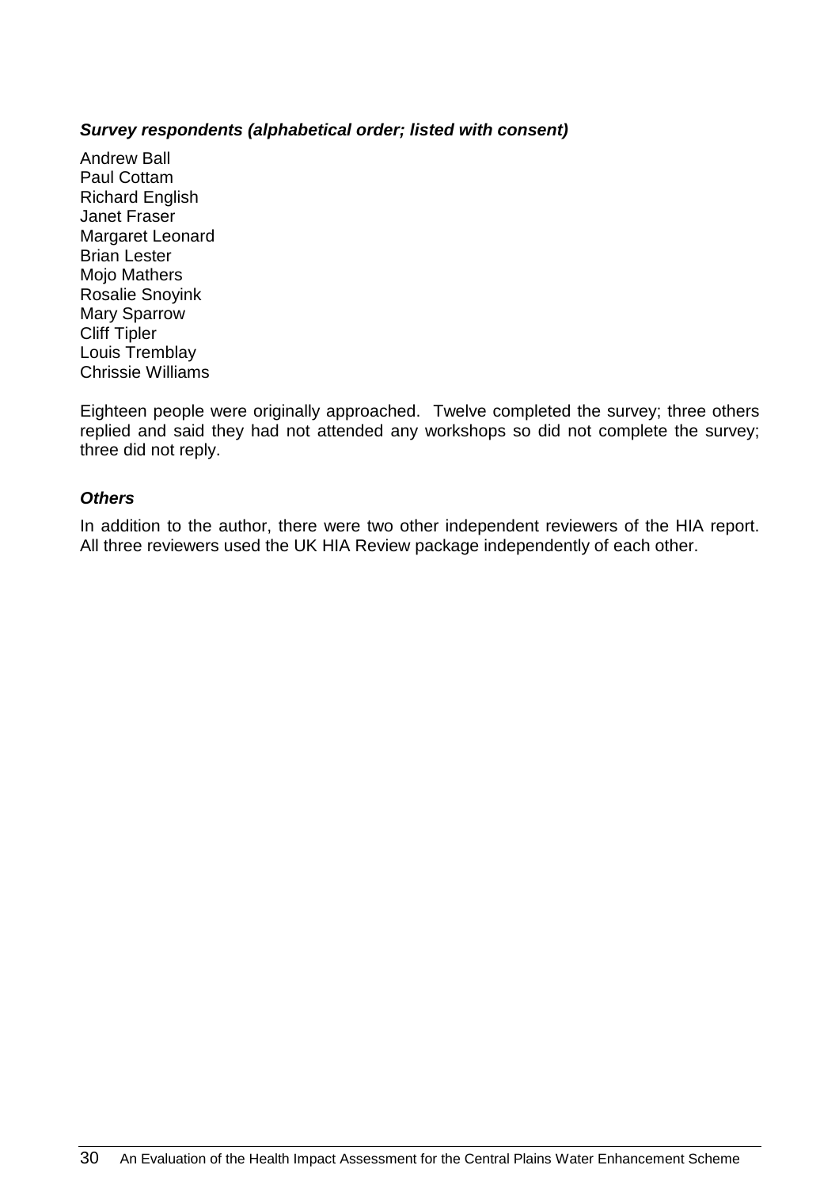***Survey respondents (alphabetical order; listed with consent)***

Andrew Ball  
Paul Cottam  
Richard English  
Janet Fraser  
Margaret Leonard  
Brian Lester  
Mojo Mathers  
Rosalie Snoyink  
Mary Sparrow  
Cliff Tipler  
Louis Tremblay  
Chrissie Williams

Eighteen people were originally approached. Twelve completed the survey; three others replied and said they had not attended any workshops so did not complete the survey; three did not reply.

***Others***

In addition to the author, there were two other independent reviewers of the HIA report. All three reviewers used the UK HIA Review package independently of each other.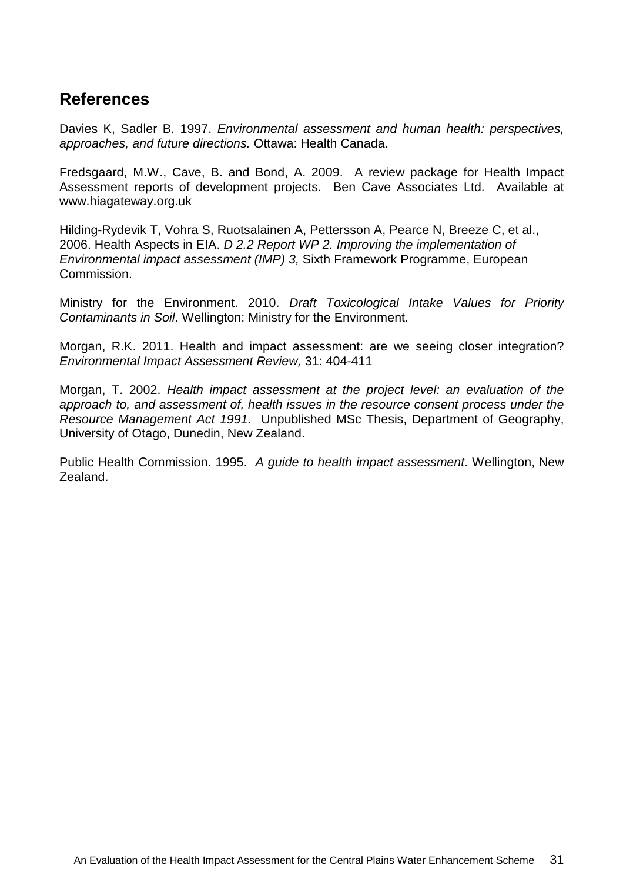## References

Davies K, Sadler B. 1997. *Environmental assessment and human health: perspectives, approaches, and future directions.* Ottawa: Health Canada.

Fredsgaard, M.W., Cave, B. and Bond, A. 2009. A review package for Health Impact Assessment reports of development projects. Ben Cave Associates Ltd. Available at www.hiagateway.org.uk

Hilding-Rydevik T, Vohra S, Ruotsalainen A, Pettersson A, Pearce N, Breeze C, et al., 2006. Health Aspects in EIA. *D 2.2 Report WP 2. Improving the implementation of Environmental impact assessment (IMP) 3,* Sixth Framework Programme, European Commission.

Ministry for the Environment. 2010. *Draft Toxicological Intake Values for Priority Contaminants in Soil*. Wellington: Ministry for the Environment.

Morgan, R.K. 2011. Health and impact assessment: are we seeing closer integration? *Environmental Impact Assessment Review,* 31: 404-411

Morgan, T. 2002. *Health impact assessment at the project level: an evaluation of the approach to, and assessment of, health issues in the resource consent process under the Resource Management Act 1991.* Unpublished MSc Thesis, Department of Geography, University of Otago, Dunedin, New Zealand.

Public Health Commission. 1995. *A guide to health impact assessment*. Wellington, New Zealand.